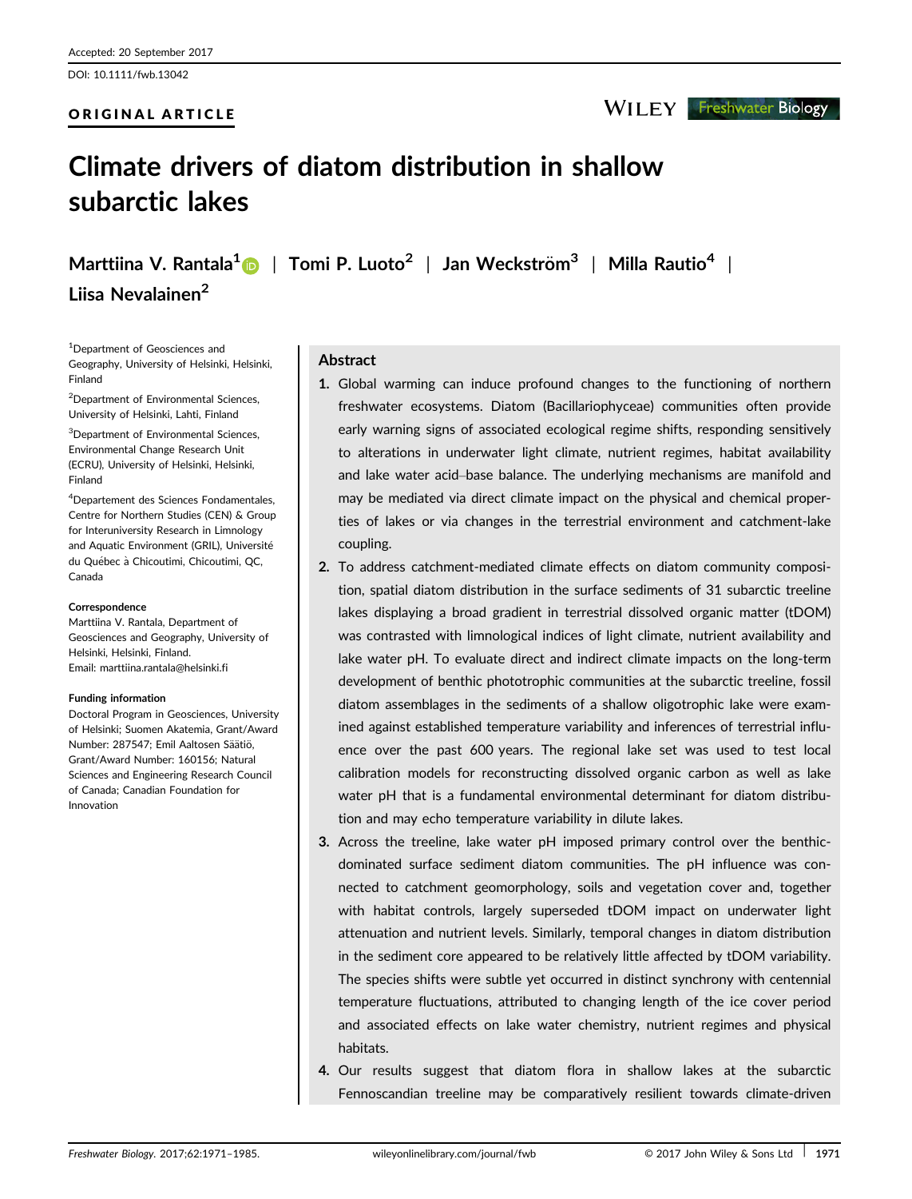Accepted: 20 September 2017

DOI: 10.1111/fwb.13042

ORIGINAL ARTICLE

# Climate drivers of diatom distribution in shallow subarctic lakes

**Marttiina V. Rantala**[1] | **Tomi P. Luoto**[2] | **Jan Weckström**[3] | **Milla Rautio**[4] | **Liisa Nevalainen**[2]

[1]Department of Geosciences and Geography, University of Helsinki, Helsinki, Finland

[2]Department of Environmental Sciences, University of Helsinki, Lahti, Finland

[3]Department of Environmental Sciences, Environmental Change Research Unit (ECRU), University of Helsinki, Helsinki, Finland

[4]Departement des Sciences Fondamentales, Centre for Northern Studies (CEN) & Group for Interuniversity Research in Limnology and Aquatic Environment (GRIL), Université du Québec à Chicoutimi, Chicoutimi, QC, Canada

**Correspondence**
Marttiina V. Rantala, Department of Geosciences and Geography, University of Helsinki, Helsinki, Finland.
Email: marttiina.rantala@helsinki.fi

**Funding information**
Doctoral Program in Geosciences, University of Helsinki; Suomen Akatemia, Grant/Award Number: 287547; Emil Aaltosen Säätiö, Grant/Award Number: 160156; Natural Sciences and Engineering Research Council of Canada; Canadian Foundation for Innovation

## Abstract

1. Global warming can induce profound changes to the functioning of northern freshwater ecosystems. Diatom (Bacillariophyceae) communities often provide early warning signs of associated ecological regime shifts, responding sensitively to alterations in underwater light climate, nutrient regimes, habitat availability and lake water acid–base balance. The underlying mechanisms are manifold and may be mediated via direct climate impact on the physical and chemical properties of lakes or via changes in the terrestrial environment and catchment-lake coupling.
2. To address catchment-mediated climate effects on diatom community composition, spatial diatom distribution in the surface sediments of 31 subarctic treeline lakes displaying a broad gradient in terrestrial dissolved organic matter (tDOM) was contrasted with limnological indices of light climate, nutrient availability and lake water pH. To evaluate direct and indirect climate impacts on the long-term development of benthic phototrophic communities at the subarctic treeline, fossil diatom assemblages in the sediments of a shallow oligotrophic lake were examined against established temperature variability and inferences of terrestrial influence over the past 600 years. The regional lake set was used to test local calibration models for reconstructing dissolved organic carbon as well as lake water pH that is a fundamental environmental determinant for diatom distribution and may echo temperature variability in dilute lakes.
3. Across the treeline, lake water pH imposed primary control over the benthic-dominated surface sediment diatom communities. The pH influence was connected to catchment geomorphology, soils and vegetation cover and, together with habitat controls, largely superseded tDOM impact on underwater light attenuation and nutrient levels. Similarly, temporal changes in diatom distribution in the sediment core appeared to be relatively little affected by tDOM variability. The species shifts were subtle yet occurred in distinct synchrony with centennial temperature fluctuations, attributed to changing length of the ice cover period and associated effects on lake water chemistry, nutrient regimes and physical habitats.
4. Our results suggest that diatom flora in shallow lakes at the subarctic Fennoscandian treeline may be comparatively resilient towards climate-driven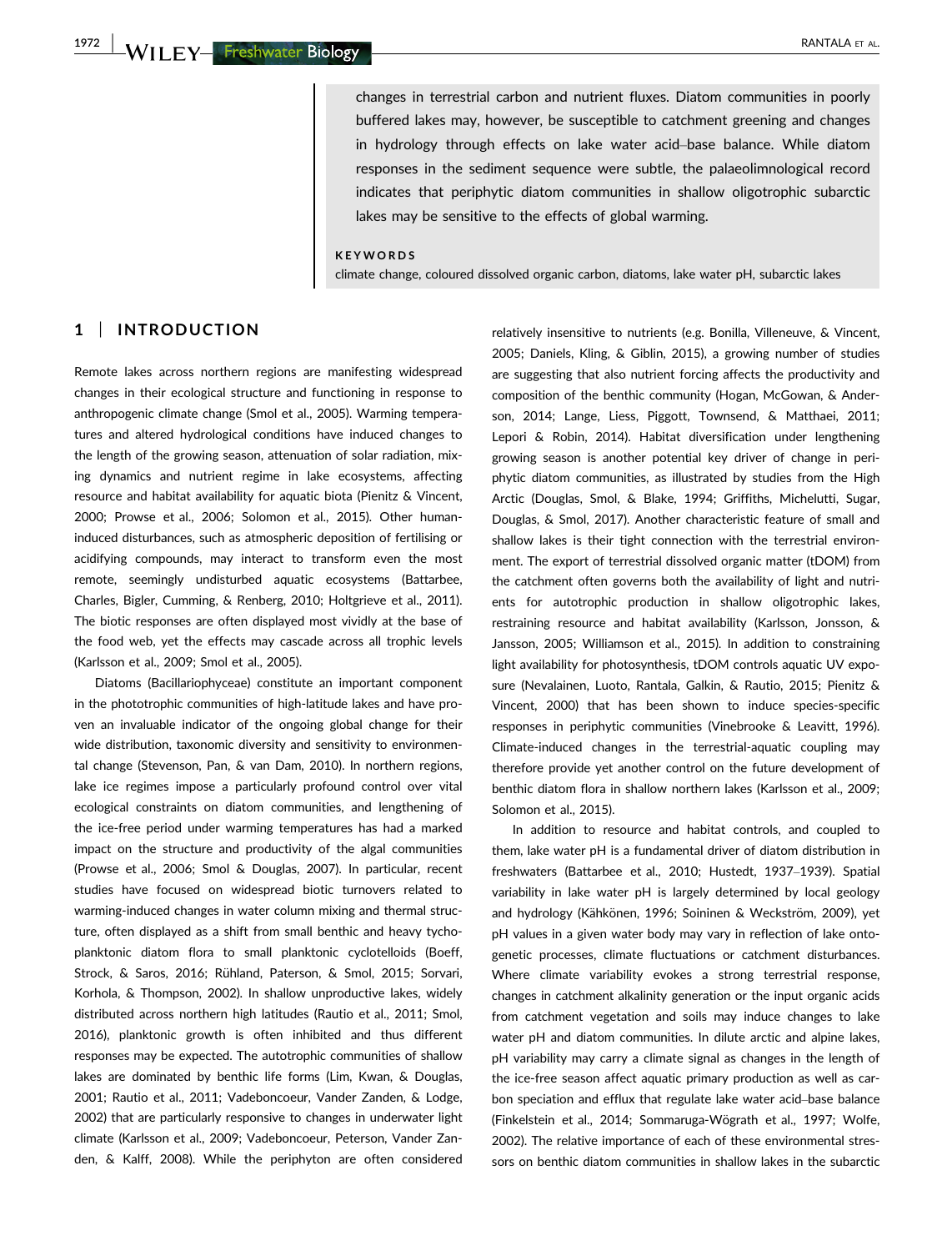changes in terrestrial carbon and nutrient fluxes. Diatom communities in poorly buffered lakes may, however, be susceptible to catchment greening and changes in hydrology through effects on lake water acid–base balance. While diatom responses in the sediment sequence were subtle, the palaeolimnological record indicates that periphytic diatom communities in shallow oligotrophic subarctic lakes may be sensitive to the effects of global warming.

**KEYWORDS**

climate change, coloured dissolved organic carbon, diatoms, lake water pH, subarctic lakes

## 1 | INTRODUCTION

Remote lakes across northern regions are manifesting widespread changes in their ecological structure and functioning in response to anthropogenic climate change (Smol et al., 2005). Warming temperatures and altered hydrological conditions have induced changes to the length of the growing season, attenuation of solar radiation, mixing dynamics and nutrient regime in lake ecosystems, affecting resource and habitat availability for aquatic biota (Pienitz & Vincent, 2000; Prowse et al., 2006; Solomon et al., 2015). Other human-induced disturbances, such as atmospheric deposition of fertilising or acidifying compounds, may interact to transform even the most remote, seemingly undisturbed aquatic ecosystems (Battarbee, Charles, Bigler, Cumming, & Renberg, 2010; Holtgrieve et al., 2011). The biotic responses are often displayed most vividly at the base of the food web, yet the effects may cascade across all trophic levels (Karlsson et al., 2009; Smol et al., 2005).

Diatoms (Bacillariophyceae) constitute an important component in the phototrophic communities of high-latitude lakes and have proven an invaluable indicator of the ongoing global change for their wide distribution, taxonomic diversity and sensitivity to environmental change (Stevenson, Pan, & van Dam, 2010). In northern regions, lake ice regimes impose a particularly profound control over vital ecological constraints on diatom communities, and lengthening of the ice-free period under warming temperatures has had a marked impact on the structure and productivity of the algal communities (Prowse et al., 2006; Smol & Douglas, 2007). In particular, recent studies have focused on widespread biotic turnovers related to warming-induced changes in water column mixing and thermal structure, often displayed as a shift from small benthic and heavy tychoplanktonic diatom flora to small planktonic cyclotelloids (Boeff, Strock, & Saros, 2016; Rühland, Paterson, & Smol, 2015; Sorvari, Korhola, & Thompson, 2002). In shallow unproductive lakes, widely distributed across northern high latitudes (Rautio et al., 2011; Smol, 2016), planktonic growth is often inhibited and thus different responses may be expected. The autotrophic communities of shallow lakes are dominated by benthic life forms (Lim, Kwan, & Douglas, 2001; Rautio et al., 2011; Vadeboncoeur, Vander Zanden, & Lodge, 2002) that are particularly responsive to changes in underwater light climate (Karlsson et al., 2009; Vadeboncoeur, Peterson, Vander Zanden, & Kalff, 2008). While the periphyton are often considered relatively insensitive to nutrients (e.g. Bonilla, Villeneuve, & Vincent, 2005; Daniels, Kling, & Giblin, 2015), a growing number of studies are suggesting that also nutrient forcing affects the productivity and composition of the benthic community (Hogan, McGowan, & Anderson, 2014; Lange, Liess, Piggott, Townsend, & Matthaei, 2011; Lepori & Robin, 2014). Habitat diversification under lengthening growing season is another potential key driver of change in periphytic diatom communities, as illustrated by studies from the High Arctic (Douglas, Smol, & Blake, 1994; Griffiths, Michelutti, Sugar, Douglas, & Smol, 2017). Another characteristic feature of small and shallow lakes is their tight connection with the terrestrial environment. The export of terrestrial dissolved organic matter (tDOM) from the catchment often governs both the availability of light and nutrients for autotrophic production in shallow oligotrophic lakes, restraining resource and habitat availability (Karlsson, Jonsson, & Jansson, 2005; Williamson et al., 2015). In addition to constraining light availability for photosynthesis, tDOM controls aquatic UV exposure (Nevalainen, Luoto, Rantala, Galkin, & Rautio, 2015; Pienitz & Vincent, 2000) that has been shown to induce species-specific responses in periphytic communities (Vinebrooke & Leavitt, 1996). Climate-induced changes in the terrestrial-aquatic coupling may therefore provide yet another control on the future development of benthic diatom flora in shallow northern lakes (Karlsson et al., 2009; Solomon et al., 2015).

In addition to resource and habitat controls, and coupled to them, lake water pH is a fundamental driver of diatom distribution in freshwaters (Battarbee et al., 2010; Hustedt, 1937–1939). Spatial variability in lake water pH is largely determined by local geology and hydrology (Kähkönen, 1996; Soininen & Weckström, 2009), yet pH values in a given water body may vary in reflection of lake ontogenetic processes, climate fluctuations or catchment disturbances. Where climate variability evokes a strong terrestrial response, changes in catchment alkalinity generation or the input organic acids from catchment vegetation and soils may induce changes to lake water pH and diatom communities. In dilute arctic and alpine lakes, pH variability may carry a climate signal as changes in the length of the ice-free season affect aquatic primary production as well as carbon speciation and efflux that regulate lake water acid–base balance (Finkelstein et al., 2014; Sommaruga-Wögrath et al., 1997; Wolfe, 2002). The relative importance of each of these environmental stressors on benthic diatom communities in shallow lakes in the subarctic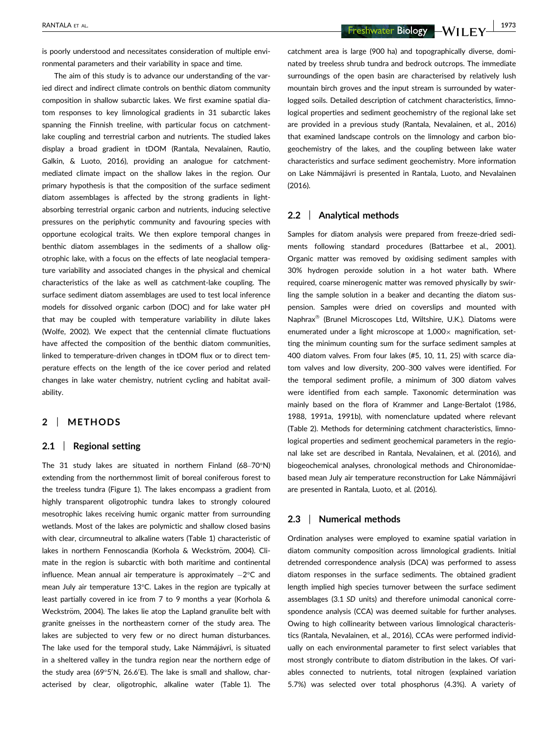is poorly understood and necessitates consideration of multiple environmental parameters and their variability in space and time.

The aim of this study is to advance our understanding of the varied direct and indirect climate controls on benthic diatom community composition in shallow subarctic lakes. We first examine spatial diatom responses to key limnological gradients in 31 subarctic lakes spanning the Finnish treeline, with particular focus on catchment-lake coupling and terrestrial carbon and nutrients. The studied lakes display a broad gradient in tDOM (Rantala, Nevalainen, Rautio, Galkin, & Luoto, 2016), providing an analogue for catchment-mediated climate impact on the shallow lakes in the region. Our primary hypothesis is that the composition of the surface sediment diatom assemblages is affected by the strong gradients in light-absorbing terrestrial organic carbon and nutrients, inducing selective pressures on the periphytic community and favouring species with opportune ecological traits. We then explore temporal changes in benthic diatom assemblages in the sediments of a shallow oligotrophic lake, with a focus on the effects of late neoglacial temperature variability and associated changes in the physical and chemical characteristics of the lake as well as catchment-lake coupling. The surface sediment diatom assemblages are used to test local inference models for dissolved organic carbon (DOC) and for lake water pH that may be coupled with temperature variability in dilute lakes (Wolfe, 2002). We expect that the centennial climate fluctuations have affected the composition of the benthic diatom communities, linked to temperature-driven changes in tDOM flux or to direct temperature effects on the length of the ice cover period and related changes in lake water chemistry, nutrient cycling and habitat availability.

## 2 | METHODS

### 2.1 | Regional setting

The 31 study lakes are situated in northern Finland (68–70°N) extending from the northernmost limit of boreal coniferous forest to the treeless tundra (Figure 1). The lakes encompass a gradient from highly transparent oligotrophic tundra lakes to strongly coloured mesotrophic lakes receiving humic organic matter from surrounding wetlands. Most of the lakes are polymictic and shallow closed basins with clear, circumneutral to alkaline waters (Table 1) characteristic of lakes in northern Fennoscandia (Korhola & Weckström, 2004). Climate in the region is subarctic with both maritime and continental influence. Mean annual air temperature is approximately −2°C and mean July air temperature 13°C. Lakes in the region are typically at least partially covered in ice from 7 to 9 months a year (Korhola & Weckström, 2004). The lakes lie atop the Lapland granulite belt with granite gneisses in the northeastern corner of the study area. The lakes are subjected to very few or no direct human disturbances. The lake used for the temporal study, Lake Námmájávri, is situated in a sheltered valley in the tundra region near the northern edge of the study area (69°5′N, 26.6′E). The lake is small and shallow, characterised by clear, oligotrophic, alkaline water (Table 1). The catchment area is large (900 ha) and topographically diverse, dominated by treeless shrub tundra and bedrock outcrops. The immediate surroundings of the open basin are characterised by relatively lush mountain birch groves and the input stream is surrounded by waterlogged soils. Detailed description of catchment characteristics, limnological properties and sediment geochemistry of the regional lake set are provided in a previous study (Rantala, Nevalainen, et al., 2016) that examined landscape controls on the limnology and carbon biogeochemistry of the lakes, and the coupling between lake water characteristics and surface sediment geochemistry. More information on Lake Námmájávri is presented in Rantala, Luoto, and Nevalainen (2016).

### 2.2 | Analytical methods

Samples for diatom analysis were prepared from freeze-dried sediments following standard procedures (Battarbee et al., 2001). Organic matter was removed by oxidising sediment samples with 30% hydrogen peroxide solution in a hot water bath. Where required, coarse minerogenic matter was removed physically by swirling the sample solution in a beaker and decanting the diatom suspension. Samples were dried on coverslips and mounted with Naphrax® (Brunel Microscopes Ltd, Wiltshire, U.K.). Diatoms were enumerated under a light microscope at 1,000× magnification, setting the minimum counting sum for the surface sediment samples at 400 diatom valves. From four lakes (#5, 10, 11, 25) with scarce diatom valves and low diversity, 200–300 valves were identified. For the temporal sediment profile, a minimum of 300 diatom valves were identified from each sample. Taxonomic determination was mainly based on the flora of Krammer and Lange-Bertalot (1986, 1988, 1991a, 1991b), with nomenclature updated where relevant (Table 2). Methods for determining catchment characteristics, limnological properties and sediment geochemical parameters in the regional lake set are described in Rantala, Nevalainen, et al. (2016), and biogeochemical analyses, chronological methods and Chironomidae-based mean July air temperature reconstruction for Lake Námmájávri are presented in Rantala, Luoto, et al. (2016).

### 2.3 | Numerical methods

Ordination analyses were employed to examine spatial variation in diatom community composition across limnological gradients. Initial detrended correspondence analysis (DCA) was performed to assess diatom responses in the surface sediments. The obtained gradient length implied high species turnover between the surface sediment assemblages (3.1 *SD* units) and therefore unimodal canonical correspondence analysis (CCA) was deemed suitable for further analyses. Owing to high collinearity between various limnological characteristics (Rantala, Nevalainen, et al., 2016), CCAs were performed individually on each environmental parameter to first select variables that most strongly contribute to diatom distribution in the lakes. Of variables connected to nutrients, total nitrogen (explained variation 5.7%) was selected over total phosphorus (4.3%). A variety of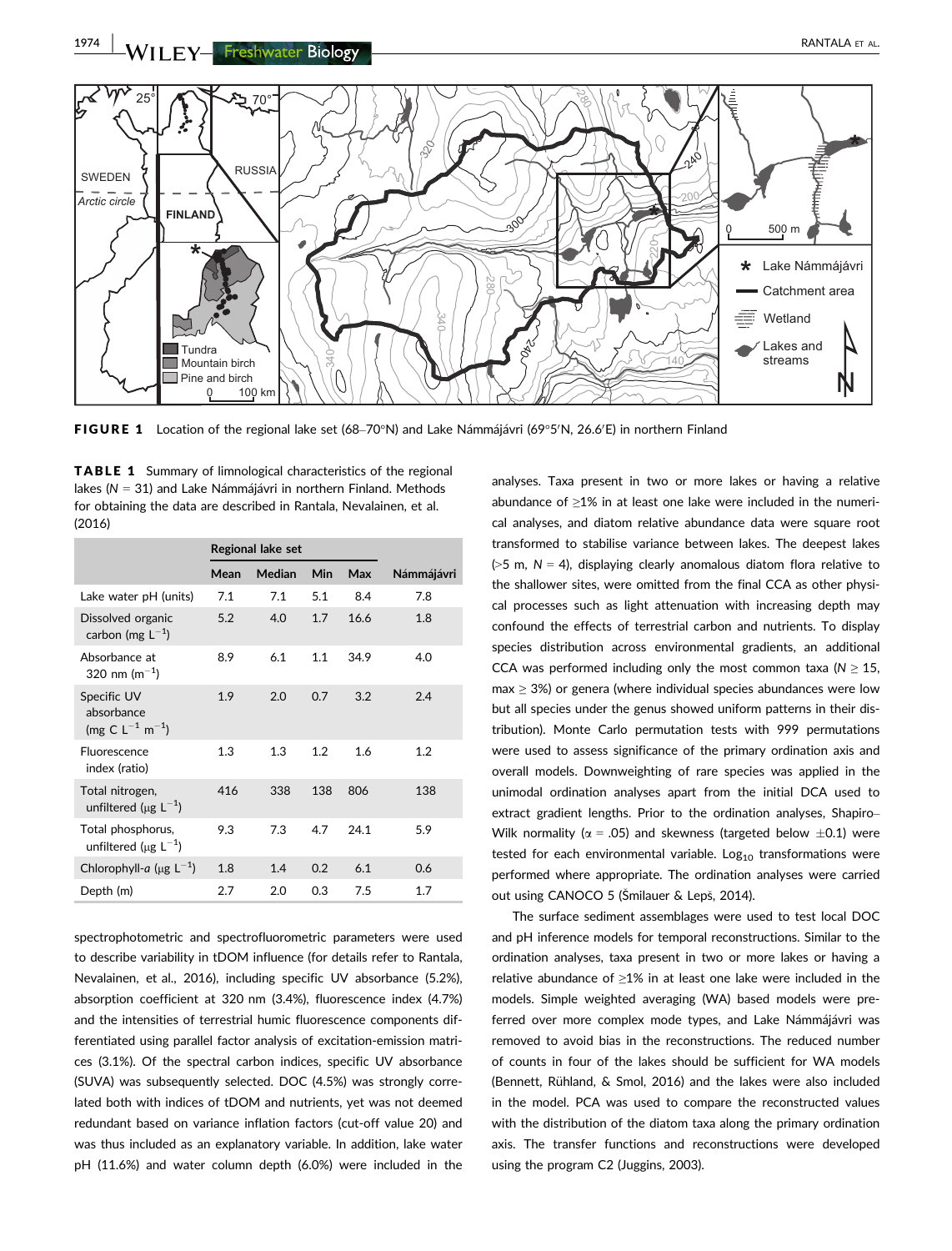**FIGURE 1** Location of the regional lake set (68–70°N) and Lake Námmájávri (69°5′N, 26.6′E) in northern Finland

**TABLE 1** Summary of limnological characteristics of the regional lakes ($N = 31$) and Lake Námmájávri in northern Finland. Methods for obtaining the data are described in Rantala, Nevalainen, et al. (2016)

| | Regional lake set | | | | |
|---|---|---|---|---|---|
| | Mean | Median | Min | Max | Námmájávri |
| Lake water pH (units) | 7.1 | 7.1 | 5.1 | 8.4 | 7.8 |
| Dissolved organic carbon (mg $L^{-1}$) | 5.2 | 4.0 | 1.7 | 16.6 | 1.8 |
| Absorbance at 320 nm ($m^{-1}$) | 8.9 | 6.1 | 1.1 | 34.9 | 4.0 |
| Specific UV absorbance (mg C $L^{-1}$ $m^{-1}$) | 1.9 | 2.0 | 0.7 | 3.2 | 2.4 |
| Fluorescence index (ratio) | 1.3 | 1.3 | 1.2 | 1.6 | 1.2 |
| Total nitrogen, unfiltered (μg $L^{-1}$) | 416 | 338 | 138 | 806 | 138 |
| Total phosphorus, unfiltered (μg $L^{-1}$) | 9.3 | 7.3 | 4.7 | 24.1 | 5.9 |
| Chlorophyll-*a* (μg $L^{-1}$) | 1.8 | 1.4 | 0.2 | 6.1 | 0.6 |
| Depth (m) | 2.7 | 2.0 | 0.3 | 7.5 | 1.7 |

spectrophotometric and spectrofluorometric parameters were used to describe variability in tDOM influence (for details refer to Rantala, Nevalainen, et al., 2016), including specific UV absorbance (5.2%), absorption coefficient at 320 nm (3.4%), fluorescence index (4.7%) and the intensities of terrestrial humic fluorescence components differentiated using parallel factor analysis of excitation-emission matrices (3.1%). Of the spectral carbon indices, specific UV absorbance (SUVA) was subsequently selected. DOC (4.5%) was strongly correlated both with indices of tDOM and nutrients, yet was not deemed redundant based on variance inflation factors (cut-off value 20) and was thus included as an explanatory variable. In addition, lake water pH (11.6%) and water column depth (6.0%) were included in the analyses. Taxa present in two or more lakes or having a relative abundance of ≥1% in at least one lake were included in the numerical analyses, and diatom relative abundance data were square root transformed to stabilise variance between lakes. The deepest lakes (>5 m, $N = 4$), displaying clearly anomalous diatom flora relative to the shallower sites, were omitted from the final CCA as other physical processes such as light attenuation with increasing depth may confound the effects of terrestrial carbon and nutrients. To display species distribution across environmental gradients, an additional CCA was performed including only the most common taxa ($N \geq 15$, max ≥ 3%) or genera (where individual species abundances were low but all species under the genus showed uniform patterns in their distribution). Monte Carlo permutation tests with 999 permutations were used to assess significance of the primary ordination axis and overall models. Downweighting of rare species was applied in the unimodal ordination analyses apart from the initial DCA used to extract gradient lengths. Prior to the ordination analyses, Shapiro–Wilk normality ($\alpha = .05$) and skewness (targeted below ±0.1) were tested for each environmental variable. $Log_{10}$ transformations were performed where appropriate. The ordination analyses were carried out using CANOCO 5 (Šmilauer & Lepš, 2014).

The surface sediment assemblages were used to test local DOC and pH inference models for temporal reconstructions. Similar to the ordination analyses, taxa present in two or more lakes or having a relative abundance of ≥1% in at least one lake were included in the models. Simple weighted averaging (WA) based models were preferred over more complex mode types, and Lake Námmájávri was removed to avoid bias in the reconstructions. The reduced number of counts in four of the lakes should be sufficient for WA models (Bennett, Rühland, & Smol, 2016) and the lakes were also included in the model. PCA was used to compare the reconstructed values with the distribution of the diatom taxa along the primary ordination axis. The transfer functions and reconstructions were developed using the program C2 (Juggins, 2003).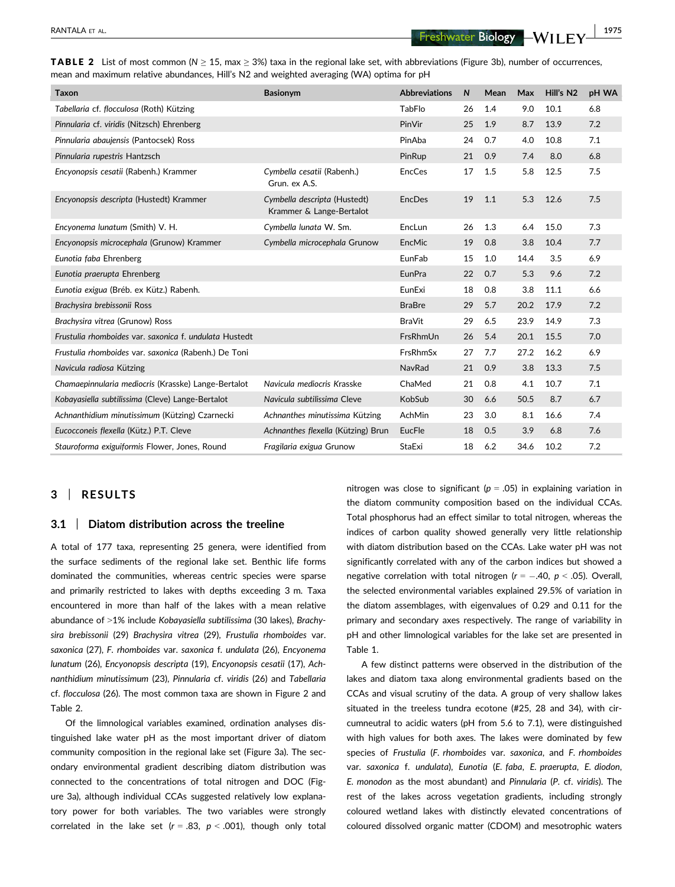**TABLE 2** List of most common ($N \geq 15$, max $\geq$ 3%) taxa in the regional lake set, with abbreviations (Figure 3b), number of occurrences, mean and maximum relative abundances, Hill's N2 and weighted averaging (WA) optima for pH

| Taxon | Basionym | Abbreviations | N | Mean | Max | Hill's N2 | pH WA |
|---|---|---|---|---|---|---|---|
| *Tabellaria* cf. *flocculosa* (Roth) Kützing | | TabFlo | 26 | 1.4 | 9.0 | 10.1 | 6.8 |
| *Pinnularia* cf. *viridis* (Nitzsch) Ehrenberg | | PinVir | 25 | 1.9 | 8.7 | 13.9 | 7.2 |
| *Pinnularia abaujensis* (Pantocsek) Ross | | PinAba | 24 | 0.7 | 4.0 | 10.8 | 7.1 |
| *Pinnularia rupestris* Hantzsch | | PinRup | 21 | 0.9 | 7.4 | 8.0 | 6.8 |
| *Encyonopsis cesatii* (Rabenh.) Krammer | *Cymbella cesatii* (Rabenh.) Grun. ex A.S. | EncCes | 17 | 1.5 | 5.8 | 12.5 | 7.5 |
| *Encyonopsis descripta* (Hustedt) Krammer | *Cymbella descripta* (Hustedt) Krammer & Lange-Bertalot | EncDes | 19 | 1.1 | 5.3 | 12.6 | 7.5 |
| *Encyonema lunatum* (Smith) V. H. | *Cymbella lunata* W. Sm. | EncLun | 26 | 1.3 | 6.4 | 15.0 | 7.3 |
| *Encyonopsis microcephala* (Grunow) Krammer | *Cymbella microcephala* Grunow | EncMic | 19 | 0.8 | 3.8 | 10.4 | 7.7 |
| *Eunotia faba* Ehrenberg | | EunFab | 15 | 1.0 | 14.4 | 3.5 | 6.9 |
| *Eunotia praerupta* Ehrenberg | | EunPra | 22 | 0.7 | 5.3 | 9.6 | 7.2 |
| *Eunotia exigua* (Bréb. ex Kütz.) Rabenh. | | EunExi | 18 | 0.8 | 3.8 | 11.1 | 6.6 |
| *Brachysira brebissonii* Ross | | BraBre | 29 | 5.7 | 20.2 | 17.9 | 7.2 |
| *Brachysira vitrea* (Grunow) Ross | | BraVit | 29 | 6.5 | 23.9 | 14.9 | 7.3 |
| *Frustulia rhomboides* var. *saxonica* f. *undulata* Hustedt | | FrsRhmUn | 26 | 5.4 | 20.1 | 15.5 | 7.0 |
| *Frustulia rhomboides* var. *saxonica* (Rabenh.) De Toni | | FrsRhmSx | 27 | 7.7 | 27.2 | 16.2 | 6.9 |
| *Navicula radiosa* Kützing | | NavRad | 21 | 0.9 | 3.8 | 13.3 | 7.5 |
| *Chamaepinnularia mediocris* (Krasske) Lange-Bertalot | *Navicula mediocris* Krasske | ChaMed | 21 | 0.8 | 4.1 | 10.7 | 7.1 |
| *Kobayasiella subtilissima* (Cleve) Lange-Bertalot | *Navicula subtilissima* Cleve | KobSub | 30 | 6.6 | 50.5 | 8.7 | 6.7 |
| *Achnanthidium minutissimum* (Kützing) Czarnecki | *Achnanthes minutissima* Kützing | AchMin | 23 | 3.0 | 8.1 | 16.6 | 7.4 |
| *Eucocconeis flexella* (Kütz.) P.T. Cleve | *Achnanthes flexella* (Kützing) Brun | EucFle | 18 | 0.5 | 3.9 | 6.8 | 7.6 |
| *Stauroforma exiguiformis* Flower, Jones, Round | *Fragilaria exigua* Grunow | StaExi | 18 | 6.2 | 34.6 | 10.2 | 7.2 |

## 3 | RESULTS

### 3.1 | Diatom distribution across the treeline

A total of 177 taxa, representing 25 genera, were identified from the surface sediments of the regional lake set. Benthic life forms dominated the communities, whereas centric species were sparse and primarily restricted to lakes with depths exceeding 3 m. Taxa encountered in more than half of the lakes with a mean relative abundance of >1% include *Kobayasiella subtilissima* (30 lakes), *Brachysira brebissonii* (29) *Brachysira vitrea* (29), *Frustulia rhomboides* var. *saxonica* (27), *F. rhomboides* var. *saxonica* f. *undulata* (26), *Encyonema lunatum* (26), *Encyonopsis descripta* (19), *Encyonopsis cesatii* (17), *Achnanthidium minutissimum* (23), *Pinnularia* cf. *viridis* (26) and *Tabellaria* cf. *flocculosa* (26). The most common taxa are shown in Figure 2 and Table 2.

Of the limnological variables examined, ordination analyses distinguished lake water pH as the most important driver of diatom community composition in the regional lake set (Figure 3a). The secondary environmental gradient describing diatom distribution was connected to the concentrations of total nitrogen and DOC (Figure 3a), although individual CCAs suggested relatively low explanatory power for both variables. The two variables were strongly correlated in the lake set ($r = .83$, $p < .001$), though only total nitrogen was close to significant ($p = .05$) in explaining variation in the diatom community composition based on the individual CCAs. Total phosphorus had an effect similar to total nitrogen, whereas the indices of carbon quality showed generally very little relationship with diatom distribution based on the CCAs. Lake water pH was not significantly correlated with any of the carbon indices but showed a negative correlation with total nitrogen ($r = -.40$, $p < .05$). Overall, the selected environmental variables explained 29.5% of variation in the diatom assemblages, with eigenvalues of 0.29 and 0.11 for the primary and secondary axes respectively. The range of variability in pH and other limnological variables for the lake set are presented in Table 1.

A few distinct patterns were observed in the distribution of the lakes and diatom taxa along environmental gradients based on the CCAs and visual scrutiny of the data. A group of very shallow lakes situated in the treeless tundra ecotone (#25, 28 and 34), with circumneutral to acidic waters (pH from 5.6 to 7.1), were distinguished with high values for both axes. The lakes were dominated by few species of *Frustulia* (*F. rhomboides* var. *saxonica*, and *F. rhomboides* var. *saxonica* f. *undulata*), *Eunotia* (*E. faba*, *E. praerupta*, *E. diodon*, *E. monodon* as the most abundant) and *Pinnularia* (*P.* cf. *viridis*). The rest of the lakes across vegetation gradients, including strongly coloured wetland lakes with distinctly elevated concentrations of coloured dissolved organic matter (CDOM) and mesotrophic waters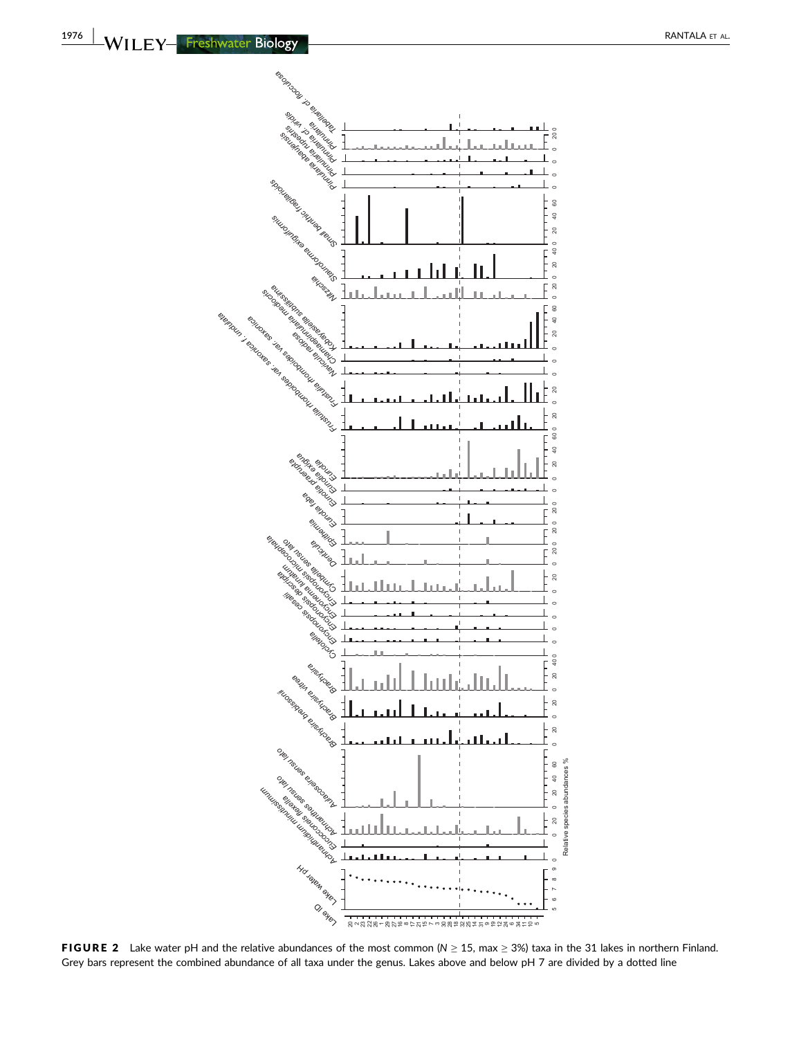**FIGURE 2** Lake water pH and the relative abundances of the most common ($N \geq 15$, max $\geq$ 3%) taxa in the 31 lakes in northern Finland. Grey bars represent the combined abundance of all taxa under the genus. Lakes above and below pH 7 are divided by a dotted line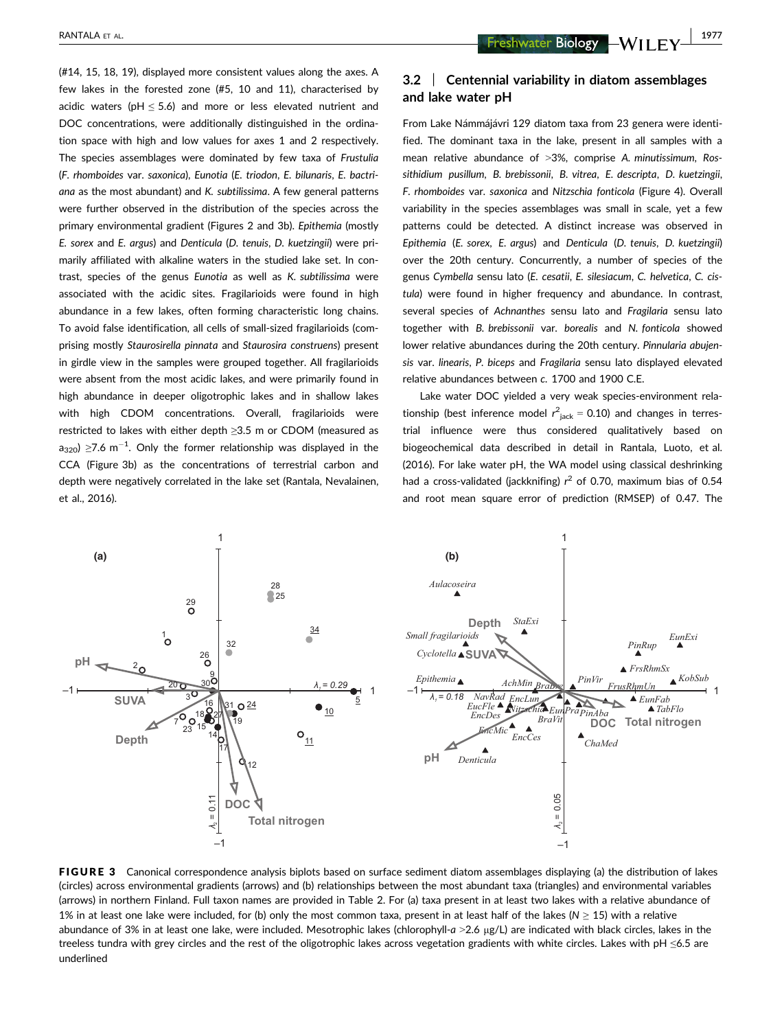(#14, 15, 18, 19), displayed more consistent values along the axes. A few lakes in the forested zone (#5, 10 and 11), characterised by acidic waters (pH ≤ 5.6) and more or less elevated nutrient and DOC concentrations, were additionally distinguished in the ordination space with high and low values for axes 1 and 2 respectively. The species assemblages were dominated by few taxa of *Frustulia* (*F. rhomboides* var. *saxonica*), *Eunotia* (*E. triodon*, *E. bilunaris*, *E. bactriana* as the most abundant) and *K. subtilissima*. A few general patterns were further observed in the distribution of the species across the primary environmental gradient (Figures 2 and 3b). *Epithemia* (mostly *E. sorex* and *E. argus*) and *Denticula* (*D. tenuis*, *D. kuetzingii*) were primarily affiliated with alkaline waters in the studied lake set. In contrast, species of the genus *Eunotia* as well as *K. subtilissima* were associated with the acidic sites. Fragilarioids were found in high abundance in a few lakes, often forming characteristic long chains. To avoid false identification, all cells of small-sized fragilarioids (comprising mostly *Staurosirella pinnata* and *Staurosira construens*) present in girdle view in the samples were grouped together. All fragilarioids were absent from the most acidic lakes, and were primarily found in high abundance in deeper oligotrophic lakes and in shallow lakes with high CDOM concentrations. Overall, fragilarioids were restricted to lakes with either depth ≥3.5 m or CDOM (measured as $a_{320}$) $\geq 7.6\ m^{-1}$. Only the former relationship was displayed in the CCA (Figure 3b) as the concentrations of terrestrial carbon and depth were negatively correlated in the lake set (Rantala, Nevalainen, et al., 2016).

## 3.2 | Centennial variability in diatom assemblages and lake water pH

From Lake Námmájávri 129 diatom taxa from 23 genera were identified. The dominant taxa in the lake, present in all samples with a mean relative abundance of >3%, comprise *A. minutissimum*, *Rossithidium pusillum*, *B. brebissonii*, *B. vitrea*, *E. descripta*, *D. kuetzingii*, *F. rhomboides* var. *saxonica* and *Nitzschia fonticola* (Figure 4). Overall variability in the species assemblages was small in scale, yet a few patterns could be detected. A distinct increase was observed in *Epithemia* (*E. sorex*, *E. argus*) and *Denticula* (*D. tenuis*, *D. kuetzingii*) over the 20th century. Concurrently, a number of species of the genus *Cymbella* sensu lato (*E. cesatii*, *E. silesiacum*, *C. helvetica*, *C. cistula*) were found in higher frequency and abundance. In contrast, several species of *Achnanthes* sensu lato and *Fragilaria* sensu lato together with *B. brebissonii* var. *borealis* and *N. fonticola* showed lower relative abundances during the 20th century. *Pinnularia abujensis* var. *linearis*, *P. biceps* and *Fragilaria* sensu lato displayed elevated relative abundances between c. 1700 and 1900 C.E.

Lake water DOC yielded a very weak species-environment relationship (best inference model $r^2_{jack} = 0.10$) and changes in terrestrial influence were thus considered qualitatively based on biogeochemical data described in detail in Rantala, Luoto, et al. (2016). For lake water pH, the WA model using classical deshrinking had a cross-validated (jackknifing) $r^2$ of 0.70, maximum bias of 0.54 and root mean square error of prediction (RMSEP) of 0.47. The

**FIGURE 3** Canonical correspondence analysis biplots based on surface sediment diatom assemblages displaying (a) the distribution of lakes (circles) across environmental gradients (arrows) and (b) relationships between the most abundant taxa (triangles) and environmental variables (arrows) in northern Finland. Full taxon names are provided in Table 2. For (a) taxa present in at least two lakes with a relative abundance of 1% in at least one lake were included, for (b) only the most common taxa, present in at least half of the lakes (N ≥ 15) with a relative abundance of 3% in at least one lake, were included. Mesotrophic lakes (chlorophyll-*a* >2.6 μg/L) are indicated with black circles, lakes in the treeless tundra with grey circles and the rest of the oligotrophic lakes across vegetation gradients with white circles. Lakes with pH ≤6.5 are underlined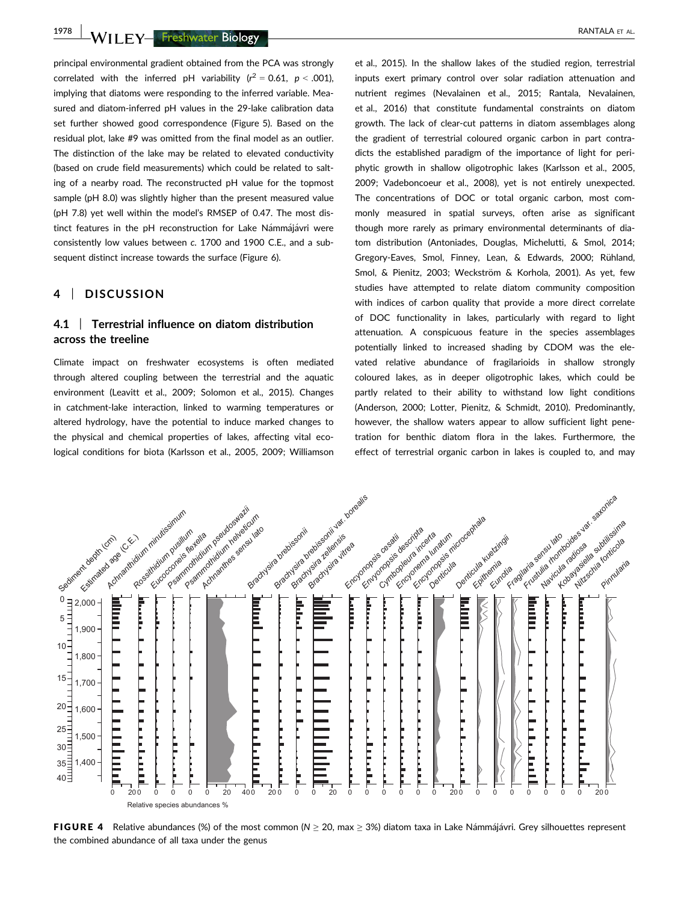principal environmental gradient obtained from the PCA was strongly correlated with the inferred pH variability ($r^2 = 0.61$, $p < .001$), implying that diatoms were responding to the inferred variable. Measured and diatom-inferred pH values in the 29-lake calibration data set further showed good correspondence (Figure 5). Based on the residual plot, lake #9 was omitted from the final model as an outlier. The distinction of the lake may be related to elevated conductivity (based on crude field measurements) which could be related to salting of a nearby road. The reconstructed pH value for the topmost sample (pH 8.0) was slightly higher than the present measured value (pH 7.8) yet well within the model's RMSEP of 0.47. The most distinct features in the pH reconstruction for Lake Námmájávri were consistently low values between *c*. 1700 and 1900 C.E., and a subsequent distinct increase towards the surface (Figure 6).

## 4 | DISCUSSION

### 4.1 | Terrestrial influence on diatom distribution across the treeline

Climate impact on freshwater ecosystems is often mediated through altered coupling between the terrestrial and the aquatic environment (Leavitt et al., 2009; Solomon et al., 2015). Changes in catchment-lake interaction, linked to warming temperatures or altered hydrology, have the potential to induce marked changes to the physical and chemical properties of lakes, affecting vital ecological conditions for biota (Karlsson et al., 2005, 2009; Williamson et al., 2015). In the shallow lakes of the studied region, terrestrial inputs exert primary control over solar radiation attenuation and nutrient regimes (Nevalainen et al., 2015; Rantala, Nevalainen, et al., 2016) that constitute fundamental constraints on diatom growth. The lack of clear-cut patterns in diatom assemblages along the gradient of terrestrial coloured organic carbon in part contradicts the established paradigm of the importance of light for periphytic growth in shallow oligotrophic lakes (Karlsson et al., 2005, 2009; Vadeboncoeur et al., 2008), yet is not entirely unexpected. The concentrations of DOC or total organic carbon, most commonly measured in spatial surveys, often arise as significant though more rarely as primary environmental determinants of diatom distribution (Antoniades, Douglas, Michelutti, & Smol, 2014; Gregory-Eaves, Smol, Finney, Lean, & Edwards, 2000; Rühland, Smol, & Pienitz, 2003; Weckström & Korhola, 2001). As yet, few studies have attempted to relate diatom community composition with indices of carbon quality that provide a more direct correlate of DOC functionality in lakes, particularly with regard to light attenuation. A conspicuous feature in the species assemblages potentially linked to increased shading by CDOM was the elevated relative abundance of fragilarioids in shallow strongly coloured lakes, as in deeper oligotrophic lakes, which could be partly related to their ability to withstand low light conditions (Anderson, 2000; Lotter, Pienitz, & Schmidt, 2010). Predominantly, however, the shallow waters appear to allow sufficient light penetration for benthic diatom flora in the lakes. Furthermore, the effect of terrestrial organic carbon in lakes is coupled to, and may

**FIGURE 4** Relative abundances (%) of the most common (N ≥ 20, max ≥ 3%) diatom taxa in Lake Námmájávri. Grey silhouettes represent the combined abundance of all taxa under the genus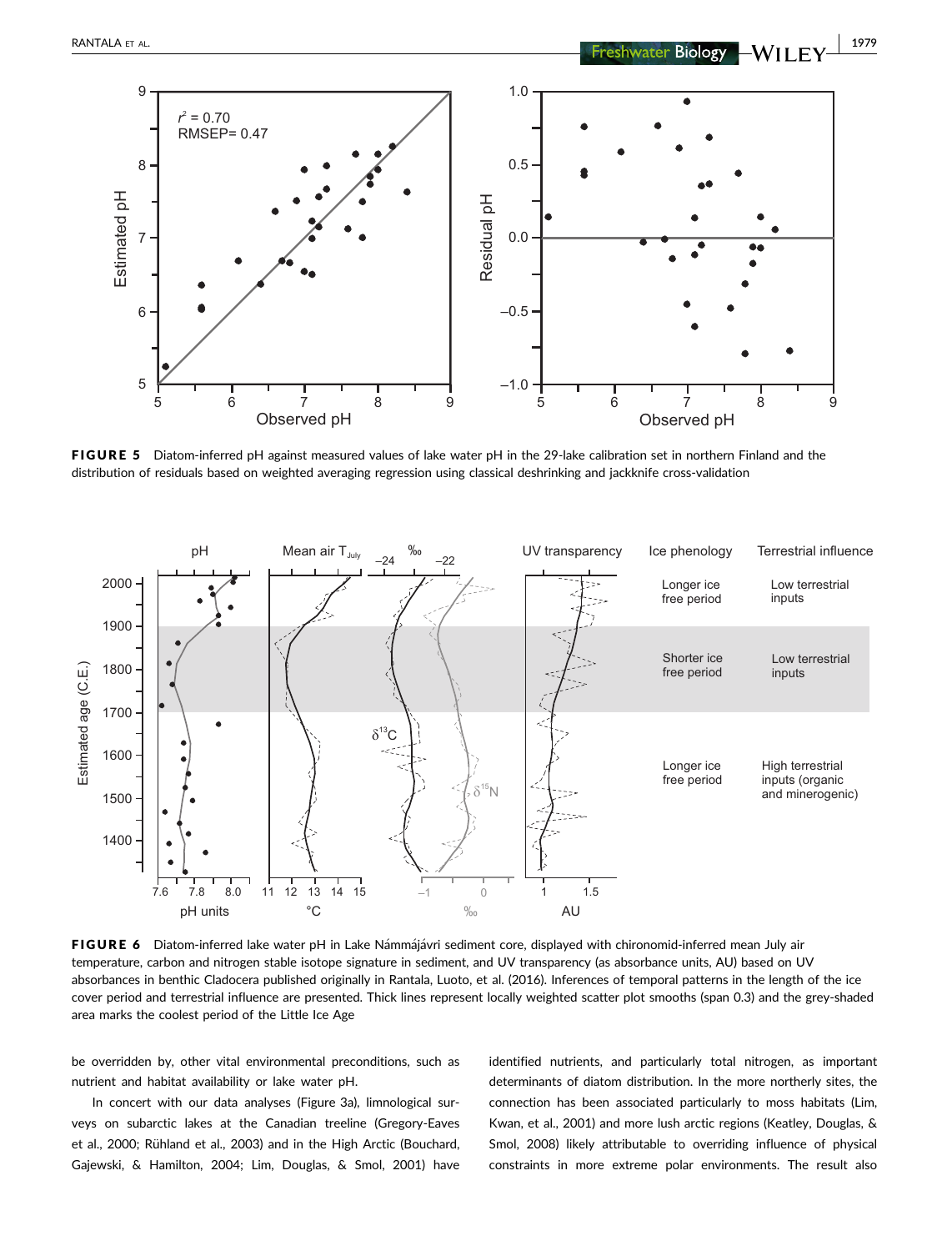**FIGURE 5** Diatom-inferred pH against measured values of lake water pH in the 29-lake calibration set in northern Finland and the distribution of residuals based on weighted averaging regression using classical deshrinking and jackknife cross-validation

**FIGURE 6** Diatom-inferred lake water pH in Lake Námmájávri sediment core, displayed with chironomid-inferred mean July air temperature, carbon and nitrogen stable isotope signature in sediment, and UV transparency (as absorbance units, AU) based on UV absorbances in benthic Cladocera published originally in Rantala, Luoto, et al. (2016). Inferences of temporal patterns in the length of the ice cover period and terrestrial influence are presented. Thick lines represent locally weighted scatter plot smooths (span 0.3) and the grey-shaded area marks the coolest period of the Little Ice Age

be overridden by, other vital environmental preconditions, such as nutrient and habitat availability or lake water pH.

In concert with our data analyses (Figure 3a), limnological surveys on subarctic lakes at the Canadian treeline (Gregory-Eaves et al., 2000; Rühland et al., 2003) and in the High Arctic (Bouchard, Gajewski, & Hamilton, 2004; Lim, Douglas, & Smol, 2001) have identified nutrients, and particularly total nitrogen, as important determinants of diatom distribution. In the more northerly sites, the connection has been associated particularly to moss habitats (Lim, Kwan, et al., 2001) and more lush arctic regions (Keatley, Douglas, & Smol, 2008) likely attributable to overriding influence of physical constraints in more extreme polar environments. The result also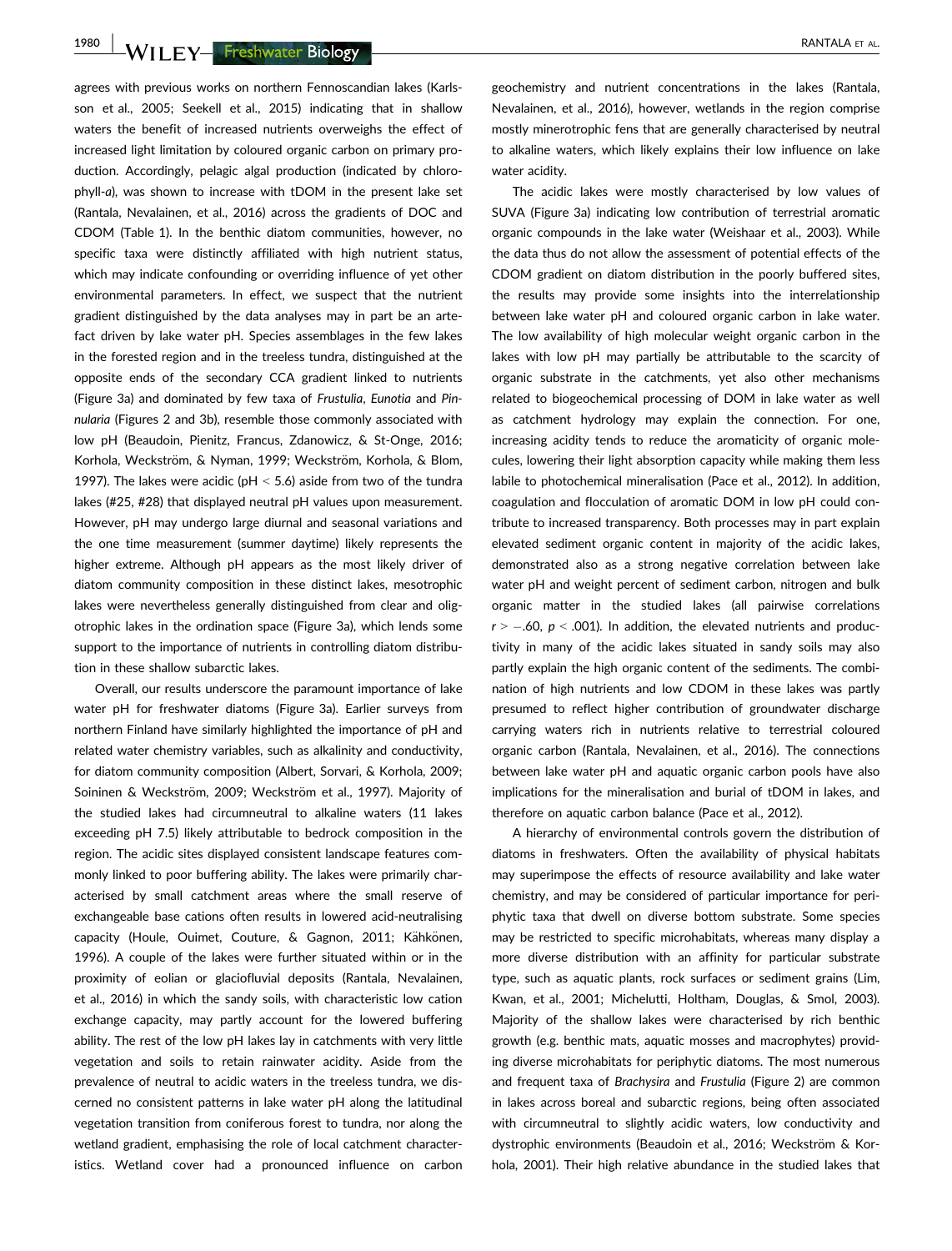agrees with previous works on northern Fennoscandian lakes (Karlsson et al., 2005; Seekell et al., 2015) indicating that in shallow waters the benefit of increased nutrients overweighs the effect of increased light limitation by coloured organic carbon on primary production. Accordingly, pelagic algal production (indicated by chlorophyll-*a*), was shown to increase with tDOM in the present lake set (Rantala, Nevalainen, et al., 2016) across the gradients of DOC and CDOM (Table 1). In the benthic diatom communities, however, no specific taxa were distinctly affiliated with high nutrient status, which may indicate confounding or overriding influence of yet other environmental parameters. In effect, we suspect that the nutrient gradient distinguished by the data analyses may in part be an artefact driven by lake water pH. Species assemblages in the few lakes in the forested region and in the treeless tundra, distinguished at the opposite ends of the secondary CCA gradient linked to nutrients (Figure 3a) and dominated by few taxa of *Frustulia*, *Eunotia* and *Pinnularia* (Figures 2 and 3b), resemble those commonly associated with low pH (Beaudoin, Pienitz, Francus, Zdanowicz, & St-Onge, 2016; Korhola, Weckström, & Nyman, 1999; Weckström, Korhola, & Blom, 1997). The lakes were acidic (pH $<$ 5.6) aside from two of the tundra lakes (#25, #28) that displayed neutral pH values upon measurement. However, pH may undergo large diurnal and seasonal variations and the one time measurement (summer daytime) likely represents the higher extreme. Although pH appears as the most likely driver of diatom community composition in these distinct lakes, mesotrophic lakes were nevertheless generally distinguished from clear and oligotrophic lakes in the ordination space (Figure 3a), which lends some support to the importance of nutrients in controlling diatom distribution in these shallow subarctic lakes.

Overall, our results underscore the paramount importance of lake water pH for freshwater diatoms (Figure 3a). Earlier surveys from northern Finland have similarly highlighted the importance of pH and related water chemistry variables, such as alkalinity and conductivity, for diatom community composition (Albert, Sorvari, & Korhola, 2009; Soininen & Weckström, 2009; Weckström et al., 1997). Majority of the studied lakes had circumneutral to alkaline waters (11 lakes exceeding pH 7.5) likely attributable to bedrock composition in the region. The acidic sites displayed consistent landscape features commonly linked to poor buffering ability. The lakes were primarily characterised by small catchment areas where the small reserve of exchangeable base cations often results in lowered acid-neutralising capacity (Houle, Ouimet, Couture, & Gagnon, 2011; Kähkönen, 1996). A couple of the lakes were further situated within or in the proximity of eolian or glaciofluvial deposits (Rantala, Nevalainen, et al., 2016) in which the sandy soils, with characteristic low cation exchange capacity, may partly account for the lowered buffering ability. The rest of the low pH lakes lay in catchments with very little vegetation and soils to retain rainwater acidity. Aside from the prevalence of neutral to acidic waters in the treeless tundra, we discerned no consistent patterns in lake water pH along the latitudinal vegetation transition from coniferous forest to tundra, nor along the wetland gradient, emphasising the role of local catchment characteristics. Wetland cover had a pronounced influence on carbon geochemistry and nutrient concentrations in the lakes (Rantala, Nevalainen, et al., 2016), however, wetlands in the region comprise mostly minerotrophic fens that are generally characterised by neutral to alkaline waters, which likely explains their low influence on lake water acidity.

The acidic lakes were mostly characterised by low values of SUVA (Figure 3a) indicating low contribution of terrestrial aromatic organic compounds in the lake water (Weishaar et al., 2003). While the data thus do not allow the assessment of potential effects of the CDOM gradient on diatom distribution in the poorly buffered sites, the results may provide some insights into the interrelationship between lake water pH and coloured organic carbon in lake water. The low availability of high molecular weight organic carbon in the lakes with low pH may partially be attributable to the scarcity of organic substrate in the catchments, yet also other mechanisms related to biogeochemical processing of DOM in lake water as well as catchment hydrology may explain the connection. For one, increasing acidity tends to reduce the aromaticity of organic molecules, lowering their light absorption capacity while making them less labile to photochemical mineralisation (Pace et al., 2012). In addition, coagulation and flocculation of aromatic DOM in low pH could contribute to increased transparency. Both processes may in part explain elevated sediment organic content in majority of the acidic lakes, demonstrated also as a strong negative correlation between lake water pH and weight percent of sediment carbon, nitrogen and bulk organic matter in the studied lakes (all pairwise correlations $r > -.60$, $p < .001$). In addition, the elevated nutrients and productivity in many of the acidic lakes situated in sandy soils may also partly explain the high organic content of the sediments. The combination of high nutrients and low CDOM in these lakes was partly presumed to reflect higher contribution of groundwater discharge carrying waters rich in nutrients relative to terrestrial coloured organic carbon (Rantala, Nevalainen, et al., 2016). The connections between lake water pH and aquatic organic carbon pools have also implications for the mineralisation and burial of tDOM in lakes, and therefore on aquatic carbon balance (Pace et al., 2012).

A hierarchy of environmental controls govern the distribution of diatoms in freshwaters. Often the availability of physical habitats may superimpose the effects of resource availability and lake water chemistry, and may be considered of particular importance for periphytic taxa that dwell on diverse bottom substrate. Some species may be restricted to specific microhabitats, whereas many display a more diverse distribution with an affinity for particular substrate type, such as aquatic plants, rock surfaces or sediment grains (Lim, Kwan, et al., 2001; Michelutti, Holtham, Douglas, & Smol, 2003). Majority of the shallow lakes were characterised by rich benthic growth (e.g. benthic mats, aquatic mosses and macrophytes) providing diverse microhabitats for periphytic diatoms. The most numerous and frequent taxa of *Brachysira* and *Frustulia* (Figure 2) are common in lakes across boreal and subarctic regions, being often associated with circumneutral to slightly acidic waters, low conductivity and dystrophic environments (Beaudoin et al., 2016; Weckström & Korhola, 2001). Their high relative abundance in the studied lakes that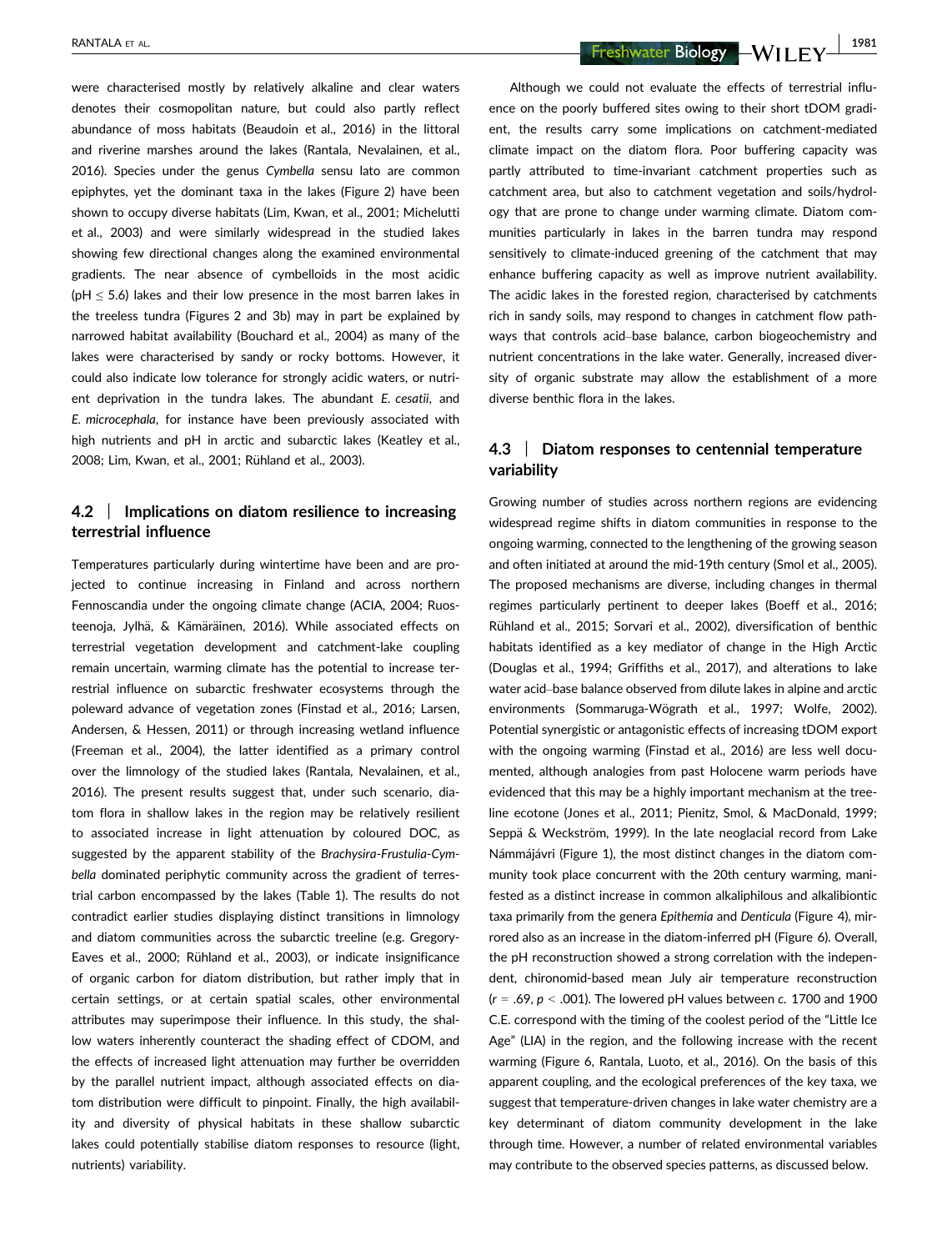were characterised mostly by relatively alkaline and clear waters denotes their cosmopolitan nature, but could also partly reflect abundance of moss habitats (Beaudoin et al., 2016) in the littoral and riverine marshes around the lakes (Rantala, Nevalainen, et al., 2016). Species under the genus *Cymbella* sensu lato are common epiphytes, yet the dominant taxa in the lakes (Figure 2) have been shown to occupy diverse habitats (Lim, Kwan, et al., 2001; Michelutti et al., 2003) and were similarly widespread in the studied lakes showing few directional changes along the examined environmental gradients. The near absence of cymbelloids in the most acidic (pH $\leq$ 5.6) lakes and their low presence in the most barren lakes in the treeless tundra (Figures 2 and 3b) may in part be explained by narrowed habitat availability (Bouchard et al., 2004) as many of the lakes were characterised by sandy or rocky bottoms. However, it could also indicate low tolerance for strongly acidic waters, or nutrient deprivation in the tundra lakes. The abundant *E. cesatii*, and *E. microcephala*, for instance have been previously associated with high nutrients and pH in arctic and subarctic lakes (Keatley et al., 2008; Lim, Kwan, et al., 2001; Rühland et al., 2003).

## 4.2 | Implications on diatom resilience to increasing terrestrial influence

Temperatures particularly during wintertime have been and are projected to continue increasing in Finland and across northern Fennoscandia under the ongoing climate change (ACIA, 2004; Ruosteenoja, Jylhä, & Kämäräinen, 2016). While associated effects on terrestrial vegetation development and catchment-lake coupling remain uncertain, warming climate has the potential to increase terrestrial influence on subarctic freshwater ecosystems through the poleward advance of vegetation zones (Finstad et al., 2016; Larsen, Andersen, & Hessen, 2011) or through increasing wetland influence (Freeman et al., 2004), the latter identified as a primary control over the limnology of the studied lakes (Rantala, Nevalainen, et al., 2016). The present results suggest that, under such scenario, diatom flora in shallow lakes in the region may be relatively resilient to associated increase in light attenuation by coloured DOC, as suggested by the apparent stability of the *Brachysira-Frustulia-Cymbella* dominated periphytic community across the gradient of terrestrial carbon encompassed by the lakes (Table 1). The results do not contradict earlier studies displaying distinct transitions in limnology and diatom communities across the subarctic treeline (e.g. Gregory-Eaves et al., 2000; Rühland et al., 2003), or indicate insignificance of organic carbon for diatom distribution, but rather imply that in certain settings, or at certain spatial scales, other environmental attributes may superimpose their influence. In this study, the shallow waters inherently counteract the shading effect of CDOM, and the effects of increased light attenuation may further be overridden by the parallel nutrient impact, although associated effects on diatom distribution were difficult to pinpoint. Finally, the high availability and diversity of physical habitats in these shallow subarctic lakes could potentially stabilise diatom responses to resource (light, nutrients) variability.

Although we could not evaluate the effects of terrestrial influence on the poorly buffered sites owing to their short tDOM gradient, the results carry some implications on catchment-mediated climate impact on the diatom flora. Poor buffering capacity was partly attributed to time-invariant catchment properties such as catchment area, but also to catchment vegetation and soils/hydrology that are prone to change under warming climate. Diatom communities particularly in lakes in the barren tundra may respond sensitively to climate-induced greening of the catchment that may enhance buffering capacity as well as improve nutrient availability. The acidic lakes in the forested region, characterised by catchments rich in sandy soils, may respond to changes in catchment flow pathways that controls acid–base balance, carbon biogeochemistry and nutrient concentrations in the lake water. Generally, increased diversity of organic substrate may allow the establishment of a more diverse benthic flora in the lakes.

## 4.3 | Diatom responses to centennial temperature variability

Growing number of studies across northern regions are evidencing widespread regime shifts in diatom communities in response to the ongoing warming, connected to the lengthening of the growing season and often initiated at around the mid-19th century (Smol et al., 2005). The proposed mechanisms are diverse, including changes in thermal regimes particularly pertinent to deeper lakes (Boeff et al., 2016; Rühland et al., 2015; Sorvari et al., 2002), diversification of benthic habitats identified as a key mediator of change in the High Arctic (Douglas et al., 1994; Griffiths et al., 2017), and alterations to lake water acid–base balance observed from dilute lakes in alpine and arctic environments (Sommaruga-Wögrath et al., 1997; Wolfe, 2002). Potential synergistic or antagonistic effects of increasing tDOM export with the ongoing warming (Finstad et al., 2016) are less well documented, although analogies from past Holocene warm periods have evidenced that this may be a highly important mechanism at the treeline ecotone (Jones et al., 2011; Pienitz, Smol, & MacDonald, 1999; Seppä & Weckström, 1999). In the late neoglacial record from Lake Námmájávri (Figure 1), the most distinct changes in the diatom community took place concurrent with the 20th century warming, manifested as a distinct increase in common alkaliphilous and alkalibiontic taxa primarily from the genera *Epithemia* and *Denticula* (Figure 4), mirrored also as an increase in the diatom-inferred pH (Figure 6). Overall, the pH reconstruction showed a strong correlation with the independent, chironomid-based mean July air temperature reconstruction ($r = .69$, $p < .001$). The lowered pH values between *c.* 1700 and 1900 C.E. correspond with the timing of the coolest period of the "Little Ice Age" (LIA) in the region, and the following increase with the recent warming (Figure 6, Rantala, Luoto, et al., 2016). On the basis of this apparent coupling, and the ecological preferences of the key taxa, we suggest that temperature-driven changes in lake water chemistry are a key determinant of diatom community development in the lake through time. However, a number of related environmental variables may contribute to the observed species patterns, as discussed below.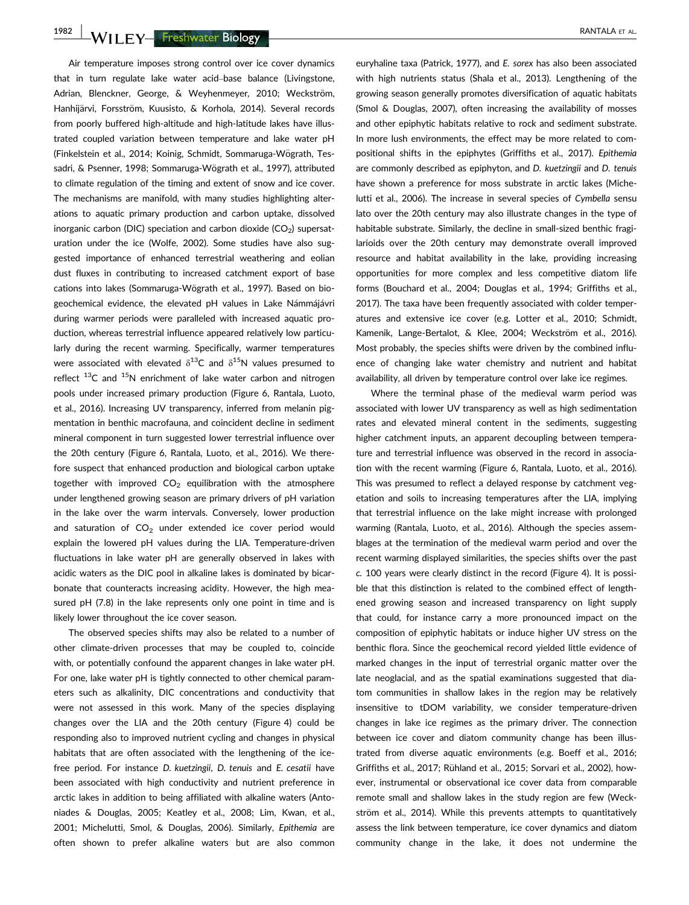Air temperature imposes strong control over ice cover dynamics that in turn regulate lake water acid–base balance (Livingstone, Adrian, Blenckner, George, & Weyhenmeyer, 2010; Weckström, Hanhijärvi, Forsström, Kuusisto, & Korhola, 2014). Several records from poorly buffered high-altitude and high-latitude lakes have illustrated coupled variation between temperature and lake water pH (Finkelstein et al., 2014; Koinig, Schmidt, Sommaruga-Wögrath, Tessadri, & Psenner, 1998; Sommaruga-Wögrath et al., 1997), attributed to climate regulation of the timing and extent of snow and ice cover. The mechanisms are manifold, with many studies highlighting alterations to aquatic primary production and carbon uptake, dissolved inorganic carbon (DIC) speciation and carbon dioxide ($CO_2$) supersaturation under the ice (Wolfe, 2002). Some studies have also suggested importance of enhanced terrestrial weathering and eolian dust fluxes in contributing to increased catchment export of base cations into lakes (Sommaruga-Wögrath et al., 1997). Based on biogeochemical evidence, the elevated pH values in Lake Námmájávri during warmer periods were paralleled with increased aquatic production, whereas terrestrial influence appeared relatively low particularly during the recent warming. Specifically, warmer temperatures were associated with elevated $\delta^{13}C$ and $\delta^{15}N$ values presumed to reflect $^{13}C$ and $^{15}N$ enrichment of lake water carbon and nitrogen pools under increased primary production (Figure 6, Rantala, Luoto, et al., 2016). Increasing UV transparency, inferred from melanin pigmentation in benthic macrofauna, and coincident decline in sediment mineral component in turn suggested lower terrestrial influence over the 20th century (Figure 6, Rantala, Luoto, et al., 2016). We therefore suspect that enhanced production and biological carbon uptake together with improved $CO_2$ equilibration with the atmosphere under lengthened growing season are primary drivers of pH variation in the lake over the warm intervals. Conversely, lower production and saturation of $CO_2$ under extended ice cover period would explain the lowered pH values during the LIA. Temperature-driven fluctuations in lake water pH are generally observed in lakes with acidic waters as the DIC pool in alkaline lakes is dominated by bicarbonate that counteracts increasing acidity. However, the high measured pH (7.8) in the lake represents only one point in time and is likely lower throughout the ice cover season.

The observed species shifts may also be related to a number of other climate-driven processes that may be coupled to, coincide with, or potentially confound the apparent changes in lake water pH. For one, lake water pH is tightly connected to other chemical parameters such as alkalinity, DIC concentrations and conductivity that were not assessed in this work. Many of the species displaying changes over the LIA and the 20th century (Figure 4) could be responding also to improved nutrient cycling and changes in physical habitats that are often associated with the lengthening of the ice-free period. For instance *D. kuetzingii*, *D. tenuis* and *E. cesatii* have been associated with high conductivity and nutrient preference in arctic lakes in addition to being affiliated with alkaline waters (Antoniades & Douglas, 2005; Keatley et al., 2008; Lim, Kwan, et al., 2001; Michelutti, Smol, & Douglas, 2006). Similarly, *Epithemia* are often shown to prefer alkaline waters but are also common euryhaline taxa (Patrick, 1977), and *E. sorex* has also been associated with high nutrients status (Shala et al., 2013). Lengthening of the growing season generally promotes diversification of aquatic habitats (Smol & Douglas, 2007), often increasing the availability of mosses and other epiphytic habitats relative to rock and sediment substrate. In more lush environments, the effect may be more related to compositional shifts in the epiphytes (Griffiths et al., 2017). *Epithemia* are commonly described as epiphyton, and *D. kuetzingii* and *D. tenuis* have shown a preference for moss substrate in arctic lakes (Michelutti et al., 2006). The increase in several species of *Cymbella* sensu lato over the 20th century may also illustrate changes in the type of habitable substrate. Similarly, the decline in small-sized benthic fragilarioids over the 20th century may demonstrate overall improved resource and habitat availability in the lake, providing increasing opportunities for more complex and less competitive diatom life forms (Bouchard et al., 2004; Douglas et al., 1994; Griffiths et al., 2017). The taxa have been frequently associated with colder temperatures and extensive ice cover (e.g. Lotter et al., 2010; Schmidt, Kamenik, Lange-Bertalot, & Klee, 2004; Weckström et al., 2016). Most probably, the species shifts were driven by the combined influence of changing lake water chemistry and nutrient and habitat availability, all driven by temperature control over lake ice regimes.

Where the terminal phase of the medieval warm period was associated with lower UV transparency as well as high sedimentation rates and elevated mineral content in the sediments, suggesting higher catchment inputs, an apparent decoupling between temperature and terrestrial influence was observed in the record in association with the recent warming (Figure 6, Rantala, Luoto, et al., 2016). This was presumed to reflect a delayed response by catchment vegetation and soils to increasing temperatures after the LIA, implying that terrestrial influence on the lake might increase with prolonged warming (Rantala, Luoto, et al., 2016). Although the species assemblages at the termination of the medieval warm period and over the recent warming displayed similarities, the species shifts over the past *c.* 100 years were clearly distinct in the record (Figure 4). It is possible that this distinction is related to the combined effect of lengthened growing season and increased transparency on light supply that could, for instance carry a more pronounced impact on the composition of epiphytic habitats or induce higher UV stress on the benthic flora. Since the geochemical record yielded little evidence of marked changes in the input of terrestrial organic matter over the late neoglacial, and as the spatial examinations suggested that diatom communities in shallow lakes in the region may be relatively insensitive to tDOM variability, we consider temperature-driven changes in lake ice regimes as the primary driver. The connection between ice cover and diatom community change has been illustrated from diverse aquatic environments (e.g. Boeff et al., 2016; Griffiths et al., 2017; Rühland et al., 2015; Sorvari et al., 2002), however, instrumental or observational ice cover data from comparable remote small and shallow lakes in the study region are few (Weckström et al., 2014). While this prevents attempts to quantitatively assess the link between temperature, ice cover dynamics and diatom community change in the lake, it does not undermine the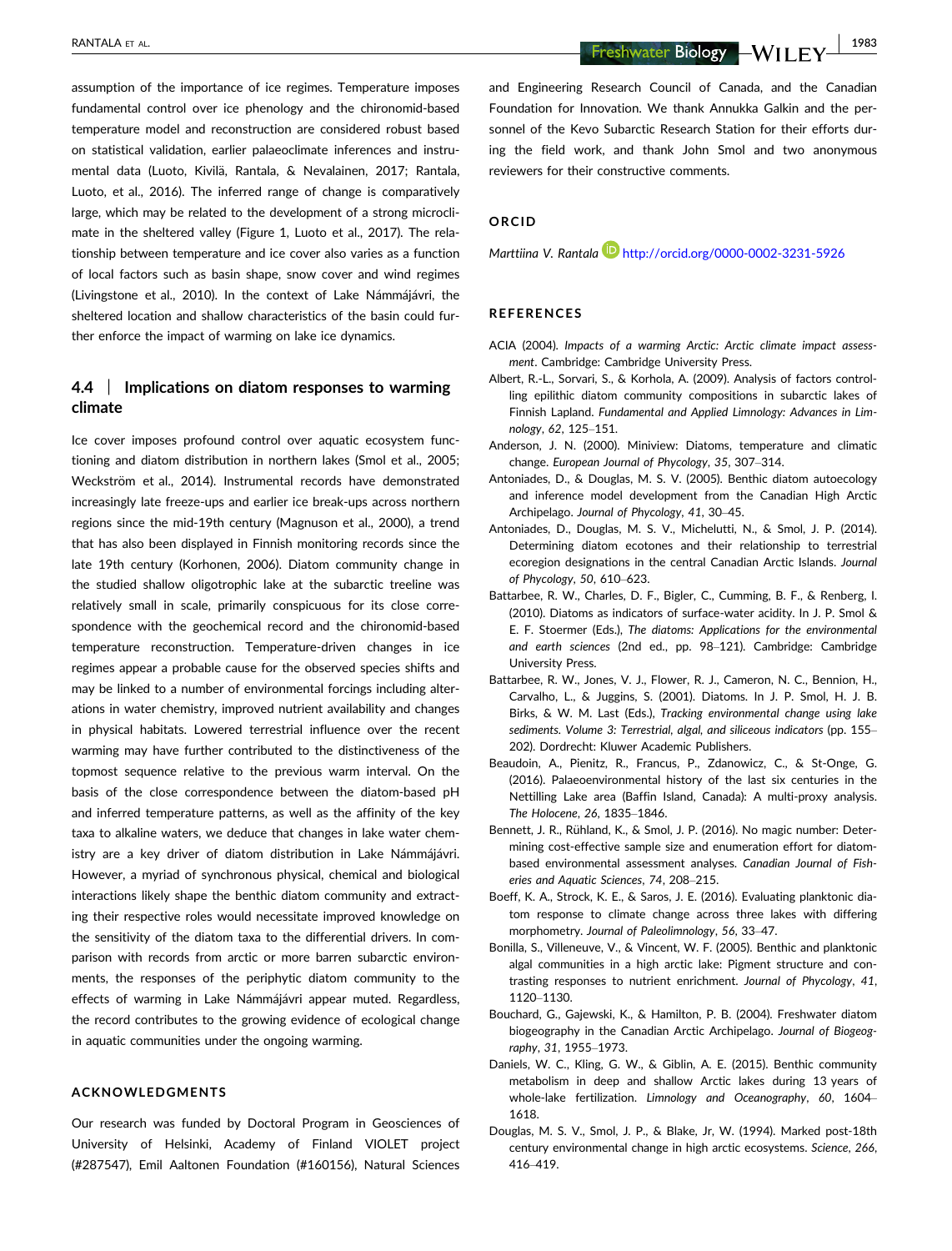assumption of the importance of ice regimes. Temperature imposes fundamental control over ice phenology and the chironomid-based temperature model and reconstruction are considered robust based on statistical validation, earlier palaeoclimate inferences and instrumental data (Luoto, Kivilä, Rantala, & Nevalainen, 2017; Rantala, Luoto, et al., 2016). The inferred range of change is comparatively large, which may be related to the development of a strong microclimate in the sheltered valley (Figure 1, Luoto et al., 2017). The relationship between temperature and ice cover also varies as a function of local factors such as basin shape, snow cover and wind regimes (Livingstone et al., 2010). In the context of Lake Námmájávri, the sheltered location and shallow characteristics of the basin could further enforce the impact of warming on lake ice dynamics.

### 4.4 | Implications on diatom responses to warming climate

Ice cover imposes profound control over aquatic ecosystem functioning and diatom distribution in northern lakes (Smol et al., 2005; Weckström et al., 2014). Instrumental records have demonstrated increasingly late freeze-ups and earlier ice break-ups across northern regions since the mid-19th century (Magnuson et al., 2000), a trend that has also been displayed in Finnish monitoring records since the late 19th century (Korhonen, 2006). Diatom community change in the studied shallow oligotrophic lake at the subarctic treeline was relatively small in scale, primarily conspicuous for its close correspondence with the geochemical record and the chironomid-based temperature reconstruction. Temperature-driven changes in ice regimes appear a probable cause for the observed species shifts and may be linked to a number of environmental forcings including alterations in water chemistry, improved nutrient availability and changes in physical habitats. Lowered terrestrial influence over the recent warming may have further contributed to the distinctiveness of the topmost sequence relative to the previous warm interval. On the basis of the close correspondence between the diatom-based pH and inferred temperature patterns, as well as the affinity of the key taxa to alkaline waters, we deduce that changes in lake water chemistry are a key driver of diatom distribution in Lake Námmájávri. However, a myriad of synchronous physical, chemical and biological interactions likely shape the benthic diatom community and extracting their respective roles would necessitate improved knowledge on the sensitivity of the diatom taxa to the differential drivers. In comparison with records from arctic or more barren subarctic environments, the responses of the periphytic diatom community to the effects of warming in Lake Námmájávri appear muted. Regardless, the record contributes to the growing evidence of ecological change in aquatic communities under the ongoing warming.

## ACKNOWLEDGMENTS

Our research was funded by Doctoral Program in Geosciences of University of Helsinki, Academy of Finland VIOLET project (#287547), Emil Aaltonen Foundation (#160156), Natural Sciences and Engineering Research Council of Canada, and the Canadian Foundation for Innovation. We thank Annukka Galkin and the personnel of the Kevo Subarctic Research Station for their efforts during the field work, and thank John Smol and two anonymous reviewers for their constructive comments.

## ORCID

*Marttiina V. Rantala* http://orcid.org/0000-0002-3231-5926

## REFERENCES

ACIA (2004). *Impacts of a warming Arctic: Arctic climate impact assessment*. Cambridge: Cambridge University Press.

Albert, R.-L., Sorvari, S., & Korhola, A. (2009). Analysis of factors controlling epilithic diatom community compositions in subarctic lakes of Finnish Lapland. *Fundamental and Applied Limnology: Advances in Limnology*, *62*, 125–151.

Anderson, J. N. (2000). Miniview: Diatoms, temperature and climatic change. *European Journal of Phycology*, *35*, 307–314.

Antoniades, D., & Douglas, M. S. V. (2005). Benthic diatom autoecology and inference model development from the Canadian High Arctic Archipelago. *Journal of Phycology*, *41*, 30–45.

Antoniades, D., Douglas, M. S. V., Michelutti, N., & Smol, J. P. (2014). Determining diatom ecotones and their relationship to terrestrial ecoregion designations in the central Canadian Arctic Islands. *Journal of Phycology*, *50*, 610–623.

Battarbee, R. W., Charles, D. F., Bigler, C., Cumming, B. F., & Renberg, I. (2010). Diatoms as indicators of surface-water acidity. In J. P. Smol & E. F. Stoermer (Eds.), *The diatoms: Applications for the environmental and earth sciences* (2nd ed., pp. 98–121). Cambridge: Cambridge University Press.

Battarbee, R. W., Jones, V. J., Flower, R. J., Cameron, N. C., Bennion, H., Carvalho, L., & Juggins, S. (2001). Diatoms. In J. P. Smol, H. J. B. Birks, & W. M. Last (Eds.), *Tracking environmental change using lake sediments. Volume 3: Terrestrial, algal, and siliceous indicators* (pp. 155–202). Dordrecht: Kluwer Academic Publishers.

Beaudoin, A., Pienitz, R., Francus, P., Zdanowicz, C., & St-Onge, G. (2016). Palaeoenvironmental history of the last six centuries in the Nettilling Lake area (Baffin Island, Canada): A multi-proxy analysis. *The Holocene*, *26*, 1835–1846.

Bennett, J. R., Rühland, K., & Smol, J. P. (2016). No magic number: Determining cost-effective sample size and enumeration effort for diatom-based environmental assessment analyses. *Canadian Journal of Fisheries and Aquatic Sciences*, *74*, 208–215.

Boeff, K. A., Strock, K. E., & Saros, J. E. (2016). Evaluating planktonic diatom response to climate change across three lakes with differing morphometry. *Journal of Paleolimnology*, *56*, 33–47.

Bonilla, S., Villeneuve, V., & Vincent, W. F. (2005). Benthic and planktonic algal communities in a high arctic lake: Pigment structure and contrasting responses to nutrient enrichment. *Journal of Phycology*, *41*, 1120–1130.

Bouchard, G., Gajewski, K., & Hamilton, P. B. (2004). Freshwater diatom biogeography in the Canadian Arctic Archipelago. *Journal of Biogeography*, *31*, 1955–1973.

Daniels, W. C., Kling, G. W., & Giblin, A. E. (2015). Benthic community metabolism in deep and shallow Arctic lakes during 13 years of whole-lake fertilization. *Limnology and Oceanography*, *60*, 1604–1618.

Douglas, M. S. V., Smol, J. P., & Blake, Jr, W. (1994). Marked post-18th century environmental change in high arctic ecosystems. *Science*, *266*, 416–419.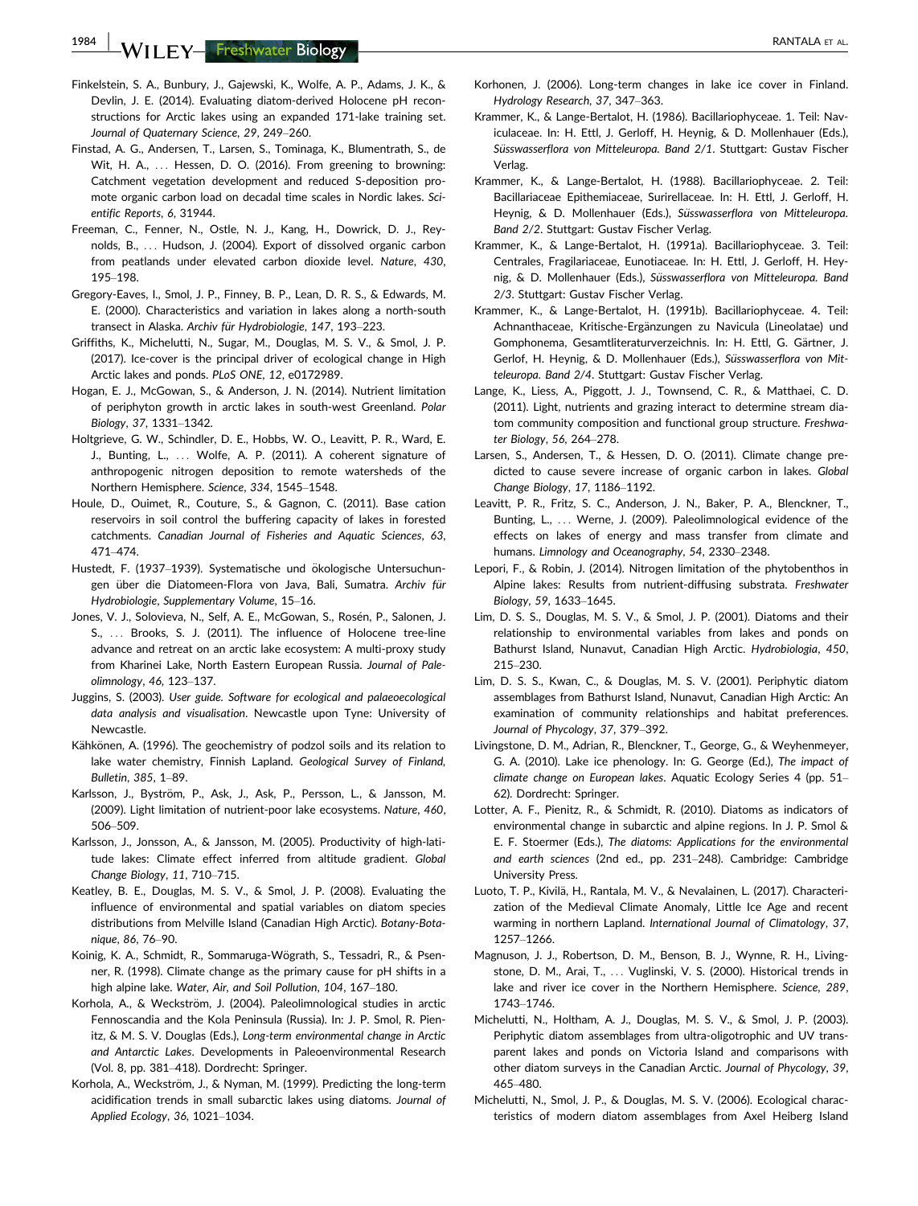Finkelstein, S. A., Bunbury, J., Gajewski, K., Wolfe, A. P., Adams, J. K., & Devlin, J. E. (2014). Evaluating diatom-derived Holocene pH reconstructions for Arctic lakes using an expanded 171-lake training set. *Journal of Quaternary Science*, *29*, 249–260.

Finstad, A. G., Andersen, T., Larsen, S., Tominaga, K., Blumentrath, S., de Wit, H. A., … Hessen, D. O. (2016). From greening to browning: Catchment vegetation development and reduced S-deposition promote organic carbon load on decadal time scales in Nordic lakes. *Scientific Reports*, *6*, 31944.

Freeman, C., Fenner, N., Ostle, N. J., Kang, H., Dowrick, D. J., Reynolds, B., … Hudson, J. (2004). Export of dissolved organic carbon from peatlands under elevated carbon dioxide level. *Nature*, *430*, 195–198.

Gregory-Eaves, I., Smol, J. P., Finney, B. P., Lean, D. R. S., & Edwards, M. E. (2000). Characteristics and variation in lakes along a north-south transect in Alaska. *Archiv für Hydrobiologie*, *147*, 193–223.

Griffiths, K., Michelutti, N., Sugar, M., Douglas, M. S. V., & Smol, J. P. (2017). Ice-cover is the principal driver of ecological change in High Arctic lakes and ponds. *PLoS ONE*, *12*, e0172989.

Hogan, E. J., McGowan, S., & Anderson, J. N. (2014). Nutrient limitation of periphyton growth in arctic lakes in south-west Greenland. *Polar Biology*, *37*, 1331–1342.

Holtgrieve, G. W., Schindler, D. E., Hobbs, W. O., Leavitt, P. R., Ward, E. J., Bunting, L., … Wolfe, A. P. (2011). A coherent signature of anthropogenic nitrogen deposition to remote watersheds of the Northern Hemisphere. *Science*, *334*, 1545–1548.

Houle, D., Ouimet, R., Couture, S., & Gagnon, C. (2011). Base cation reservoirs in soil control the buffering capacity of lakes in forested catchments. *Canadian Journal of Fisheries and Aquatic Sciences*, *63*, 471–474.

Hustedt, F. (1937–1939). Systematische und ökologische Untersuchungen über die Diatomeen-Flora von Java, Bali, Sumatra. *Archiv für Hydrobiologie*, *Supplementary Volume*, 15–16.

Jones, V. J., Solovieva, N., Self, A. E., McGowan, S., Rosén, P., Salonen, J. S., … Brooks, S. J. (2011). The influence of Holocene tree-line advance and retreat on an arctic lake ecosystem: A multi-proxy study from Kharinei Lake, North Eastern European Russia. *Journal of Paleolimnology*, *46*, 123–137.

Juggins, S. (2003). *User guide. Software for ecological and palaeoecological data analysis and visualisation*. Newcastle upon Tyne: University of Newcastle.

Kähkönen, A. (1996). The geochemistry of podzol soils and its relation to lake water chemistry, Finnish Lapland. *Geological Survey of Finland, Bulletin*, *385*, 1–89.

Karlsson, J., Byström, P., Ask, J., Ask, P., Persson, L., & Jansson, M. (2009). Light limitation of nutrient-poor lake ecosystems. *Nature*, *460*, 506–509.

Karlsson, J., Jonsson, A., & Jansson, M. (2005). Productivity of high-latitude lakes: Climate effect inferred from altitude gradient. *Global Change Biology*, *11*, 710–715.

Keatley, B. E., Douglas, M. S. V., & Smol, J. P. (2008). Evaluating the influence of environmental and spatial variables on diatom species distributions from Melville Island (Canadian High Arctic). *Botany-Botanique*, *86*, 76–90.

Koinig, K. A., Schmidt, R., Sommaruga-Wögrath, S., Tessadri, R., & Psenner, R. (1998). Climate change as the primary cause for pH shifts in a high alpine lake. *Water, Air, and Soil Pollution*, *104*, 167–180.

Korhola, A., & Weckström, J. (2004). Paleolimnological studies in arctic Fennoscandia and the Kola Peninsula (Russia). In: J. P. Smol, R. Pienitz, & M. S. V. Douglas (Eds.), *Long-term environmental change in Arctic and Antarctic Lakes*. Developments in Paleoenvironmental Research (Vol. 8, pp. 381–418). Dordrecht: Springer.

Korhola, A., Weckström, J., & Nyman, M. (1999). Predicting the long-term acidification trends in small subarctic lakes using diatoms. *Journal of Applied Ecology*, *36*, 1021–1034.

Korhonen, J. (2006). Long-term changes in lake ice cover in Finland. *Hydrology Research*, *37*, 347–363.

Krammer, K., & Lange-Bertalot, H. (1986). Bacillariophyceae. 1. Teil: Naviculaceae. In: H. Ettl, J. Gerloff, H. Heynig, & D. Mollenhauer (Eds.), *Süsswasserflora von Mitteleuropa. Band 2/1*. Stuttgart: Gustav Fischer Verlag.

Krammer, K., & Lange-Bertalot, H. (1988). Bacillariophyceae. 2. Teil: Bacillariaceae Epithemiaceae, Surirellaceae. In: H. Ettl, J. Gerloff, H. Heynig, & D. Mollenhauer (Eds.), *Süsswasserflora von Mitteleuropa. Band 2/2*. Stuttgart: Gustav Fischer Verlag.

Krammer, K., & Lange-Bertalot, H. (1991a). Bacillariophyceae. 3. Teil: Centrales, Fragilariaceae, Eunotiaceae. In: H. Ettl, J. Gerloff, H. Heynig, & D. Mollenhauer (Eds.), *Süsswasserflora von Mitteleuropa. Band 2/3*. Stuttgart: Gustav Fischer Verlag.

Krammer, K., & Lange-Bertalot, H. (1991b). Bacillariophyceae. 4. Teil: Achnanthaceae, Kritische-Ergänzungen zu Navicula (Lineolatae) und Gomphonema, Gesamtliteraturverzeichnis. In: H. Ettl, G. Gärtner, J. Gerlof, H. Heynig, & D. Mollenhauer (Eds.), *Süsswasserflora von Mitteleuropa. Band 2/4*. Stuttgart: Gustav Fischer Verlag.

Lange, K., Liess, A., Piggott, J. J., Townsend, C. R., & Matthaei, C. D. (2011). Light, nutrients and grazing interact to determine stream diatom community composition and functional group structure. *Freshwater Biology*, *56*, 264–278.

Larsen, S., Andersen, T., & Hessen, D. O. (2011). Climate change predicted to cause severe increase of organic carbon in lakes. *Global Change Biology*, *17*, 1186–1192.

Leavitt, P. R., Fritz, S. C., Anderson, J. N., Baker, P. A., Blenckner, T., Bunting, L., … Werne, J. (2009). Paleolimnological evidence of the effects on lakes of energy and mass transfer from climate and humans. *Limnology and Oceanography*, *54*, 2330–2348.

Lepori, F., & Robin, J. (2014). Nitrogen limitation of the phytobenthos in Alpine lakes: Results from nutrient-diffusing substrata. *Freshwater Biology*, *59*, 1633–1645.

Lim, D. S. S., Douglas, M. S. V., & Smol, J. P. (2001). Diatoms and their relationship to environmental variables from lakes and ponds on Bathurst Island, Nunavut, Canadian High Arctic. *Hydrobiologia*, *450*, 215–230.

Lim, D. S. S., Kwan, C., & Douglas, M. S. V. (2001). Periphytic diatom assemblages from Bathurst Island, Nunavut, Canadian High Arctic: An examination of community relationships and habitat preferences. *Journal of Phycology*, *37*, 379–392.

Livingstone, D. M., Adrian, R., Blenckner, T., George, G., & Weyhenmeyer, G. A. (2010). Lake ice phenology. In: G. George (Ed.), *The impact of climate change on European lakes*. Aquatic Ecology Series 4 (pp. 51–62). Dordrecht: Springer.

Lotter, A. F., Pienitz, R., & Schmidt, R. (2010). Diatoms as indicators of environmental change in subarctic and alpine regions. In J. P. Smol & E. F. Stoermer (Eds.), *The diatoms: Applications for the environmental and earth sciences* (2nd ed., pp. 231–248). Cambridge: Cambridge University Press.

Luoto, T. P., Kivilä, H., Rantala, M. V., & Nevalainen, L. (2017). Characterization of the Medieval Climate Anomaly, Little Ice Age and recent warming in northern Lapland. *International Journal of Climatology*, *37*, 1257–1266.

Magnuson, J. J., Robertson, D. M., Benson, B. J., Wynne, R. H., Livingstone, D. M., Arai, T., … Vuglinski, V. S. (2000). Historical trends in lake and river ice cover in the Northern Hemisphere. *Science*, *289*, 1743–1746.

Michelutti, N., Holtham, A. J., Douglas, M. S. V., & Smol, J. P. (2003). Periphytic diatom assemblages from ultra-oligotrophic and UV transparent lakes and ponds on Victoria Island and comparisons with other diatom surveys in the Canadian Arctic. *Journal of Phycology*, *39*, 465–480.

Michelutti, N., Smol, J. P., & Douglas, M. S. V. (2006). Ecological characteristics of modern diatom assemblages from Axel Heiberg Island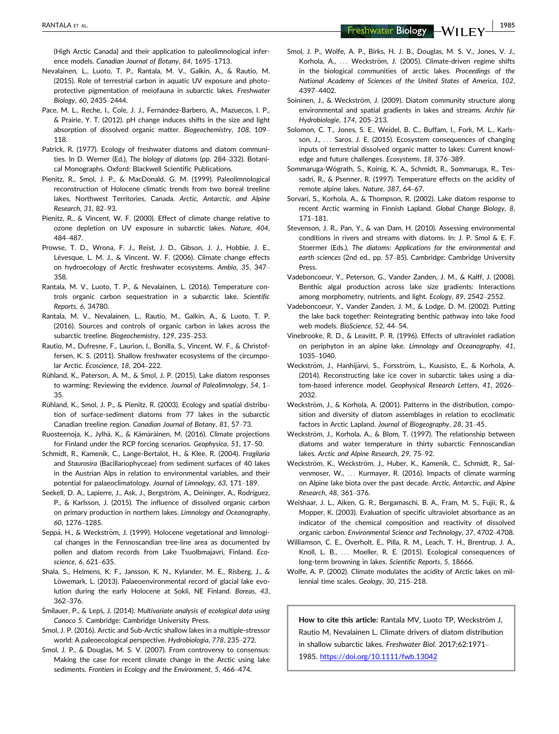(High Arctic Canada) and their application to paleolimnological inference models. *Canadian Journal of Botany*, *84*, 1695–1713.

Nevalainen, L., Luoto, T. P., Rantala, M. V., Galkin, A., & Rautio, M. (2015). Role of terrestrial carbon in aquatic UV exposure and photoprotective pigmentation of meiofauna in subarctic lakes. *Freshwater Biology*, *60*, 2435–2444.

Pace, M. L., Reche, I., Cole, J. J., Fernández-Barbero, A., Mazuecos, I. P., & Prairie, Y. T. (2012). pH change induces shifts in the size and light absorption of dissolved organic matter. *Biogeochemistry*, *108*, 109–118.

Patrick, R. (1977). Ecology of freshwater diatoms and diatom communities. In D. Werner (Ed.), *The biology of diatoms* (pp. 284–332). Botanical Monographs. Oxford: Blackwell Scientific Publications.

Pienitz, R., Smol, J. P., & MacDonald, G. M. (1999). Paleolimnological reconstruction of Holocene climatic trends from two boreal treeline lakes, Northwest Territories, Canada. *Arctic, Antarctic, and Alpine Research*, *31*, 82–93.

Pienitz, R., & Vincent, W. F. (2000). Effect of climate change relative to ozone depletion on UV exposure in subarctic lakes. *Nature*, *404*, 484–487.

Prowse, T. D., Wrona, F. J., Reist, J. D., Gibson, J. J., Hobbie, J. E., Lévesque, L. M. J., & Vincent, W. F. (2006). Climate change effects on hydroecology of Arctic freshwater ecosystems. *Ambio*, *35*, 347–358.

Rantala, M. V., Luoto, T. P., & Nevalainen, L. (2016). Temperature controls organic carbon sequestration in a subarctic lake. *Scientific Reports*, *6*, 34780.

Rantala, M. V., Nevalainen, L., Rautio, M., Galkin, A., & Luoto, T. P. (2016). Sources and controls of organic carbon in lakes across the subarctic treeline. *Biogeochemistry*, *129*, 235–253.

Rautio, M., Dufresne, F., Laurion, I., Bonilla, S., Vincent, W. F., & Christoffersen, K. S. (2011). Shallow freshwater ecosystems of the circumpolar Arctic. *Écoscience*, *18*, 204–222.

Rühland, K., Paterson, A. M., & Smol, J. P. (2015). Lake diatom responses to warming: Reviewing the evidence. *Journal of Paleolimnology*, *54*, 1–35.

Rühland, K., Smol, J. P., & Pienitz, R. (2003). Ecology and spatial distribution of surface-sediment diatoms from 77 lakes in the subarctic Canadian treeline region. *Canadian Journal of Botany*, *81*, 57–73.

Ruosteenoja, K., Jylhä, K., & Kämäräinen, M. (2016). Climate projections for Finland under the RCP forcing scenarios. *Geophysica*, *51*, 17–50.

Schmidt, R., Kamenik, C., Lange-Bertalot, H., & Klee, R. (2004). *Fragilaria* and *Staurosira* (Bacillariophyceae) from sediment surfaces of 40 lakes in the Austrian Alps in relation to environmental variables, and their potential for palaeoclimatology. *Journal of Limnology*, *63*, 171–189.

Seekell, D. A., Lapierre, J., Ask, J., Bergström, A., Deininger, A., Rodríguez, P., & Karlsson, J. (2015). The influence of dissolved organic carbon on primary production in northern lakes. *Limnology and Oceanography*, *60*, 1276–1285.

Seppä, H., & Weckström, J. (1999). Holocene vegetational and limnological changes in the Fennoscandian tree-line area as documented by pollen and diatom records from Lake Tsuolbmajavri, Finland. *Ecoscience*, *6*, 621–635.

Shala, S., Helmens, K. F., Jansson, K. N., Kylander, M. E., Risberg, J., & Löwemark, L. (2013). Palaeoenvironmental record of glacial lake evolution during the early Holocene at Sokli, NE Finland. *Boreas*, *43*, 362–376.

Šmilauer, P., & Lepš, J. (2014). *Multivariate analysis of ecological data using Canoco 5*. Cambridge: Cambridge University Press.

Smol, J. P. (2016). Arctic and Sub-Arctic shallow lakes in a multiple-stressor world: A paleoecological perspective. *Hydrobiologia*, *778*, 235–272.

Smol, J. P., & Douglas, M. S. V. (2007). From controversy to consensus: Making the case for recent climate change in the Arctic using lake sediments. *Frontiers in Ecology and the Environment*, *5*, 466–474.

Smol, J. P., Wolfe, A. P., Birks, H. J. B., Douglas, M. S. V., Jones, V. J., Korhola, A., … Weckström, J. (2005). Climate-driven regime shifts in the biological communities of arctic lakes. *Proceedings of the National Academy of Sciences of the United States of America*, *102*, 4397–4402.

Soininen, J., & Weckström, J. (2009). Diatom community structure along environmental and spatial gradients in lakes and streams. *Archiv für Hydrobiologie*, *174*, 205–213.

Solomon, C. T., Jones, S. E., Weidel, B. C., Buffam, I., Fork, M. L., Karlsson, J., … Saros, J. E. (2015). Ecosystem consequences of changing inputs of terrestrial dissolved organic matter to lakes: Current knowledge and future challenges. *Ecosystems*, *18*, 376–389.

Sommaruga-Wögrath, S., Koinig, K. A., Schmidt, R., Sommaruga, R., Tessadri, R., & Psenner, R. (1997). Temperature effects on the acidity of remote alpine lakes. *Nature*, *387*, 64–67.

Sorvari, S., Korhola, A., & Thompson, R. (2002). Lake diatom response to recent Arctic warming in Finnish Lapland. *Global Change Biology*, *8*, 171–181.

Stevenson, J. R., Pan, Y., & van Dam, H. (2010). Assessing environmental conditions in rivers and streams with diatoms. In: J. P. Smol & E. F. Stoermer (Eds.), *The diatoms: Applications for the environmental and earth sciences* (2nd ed., pp. 57–85). Cambridge: Cambridge University Press.

Vadeboncoeur, Y., Peterson, G., Vander Zanden, J. M., & Kalff, J. (2008). Benthic algal production across lake size gradients: Interactions among morphometry, nutrients, and light. *Ecology*, *89*, 2542–2552.

Vadeboncoeur, Y., Vander Zanden, J. M., & Lodge, D. M. (2002). Putting the lake back together: Reintegrating benthic pathway into lake food web models. *BioScience*, *52*, 44–54.

Vinebrooke, R. D., & Leavitt, P. R. (1996). Effects of ultraviolet radiation on periphyton in an alpine lake. *Limnology and Oceanography*, *41*, 1035–1040.

Weckström, J., Hanhijärvi, S., Forsström, L., Kuusisto, E., & Korhola, A. (2014). Reconstructing lake ice cover in subarctic lakes using a diatom-based inference model. *Geophysical Research Letters*, *41*, 2026–2032.

Weckström, J., & Korhola, A. (2001). Patterns in the distribution, composition and diversity of diatom assemblages in relation to ecoclimatic factors in Arctic Lapland. *Journal of Biogeography*, *28*, 31–45.

Weckström, J., Korhola, A., & Blom, T. (1997). The relationship between diatoms and water temperature in thirty subarctic Fennoscandian lakes. *Arctic and Alpine Research*, *29*, 75–92.

Weckström, K., Weckström, J., Huber, K., Kamenik, C., Schmidt, R., Salvenmoser, W., … Kurmayer, R. (2016). Impacts of climate warming on Alpine lake biota over the past decade. *Arctic, Antarctic, and Alpine Research*, *48*, 361–376.

Weishaar, J. L., Aiken, G. R., Bergamaschi, B. A., Fram, M. S., Fujii, R., & Mopper, K. (2003). Evaluation of specific ultraviolet absorbance as an indicator of the chemical composition and reactivity of dissolved organic carbon. *Environmental Science and Technology*, *37*, 4702–4708.

Williamson, C. E., Overholt, E., Pilla, R. M., Leach, T. H., Brentrup, J. A., Knoll, L. B., … Moeller, R. E. (2015). Ecological consequences of long-term browning in lakes. *Scientific Reports*, *5*, 18666.

Wolfe, A. P. (2002). Climate modulates the acidity of Arctic lakes on millennial time scales. *Geology*, *30*, 215–218.

**How to cite this article:** Rantala MV, Luoto TP, Weckström J, Rautio M, Nevalainen L. Climate drivers of diatom distribution in shallow subarctic lakes. *Freshwater Biol*. 2017;62:1971–1985. https://doi.org/10.1111/fwb.13042